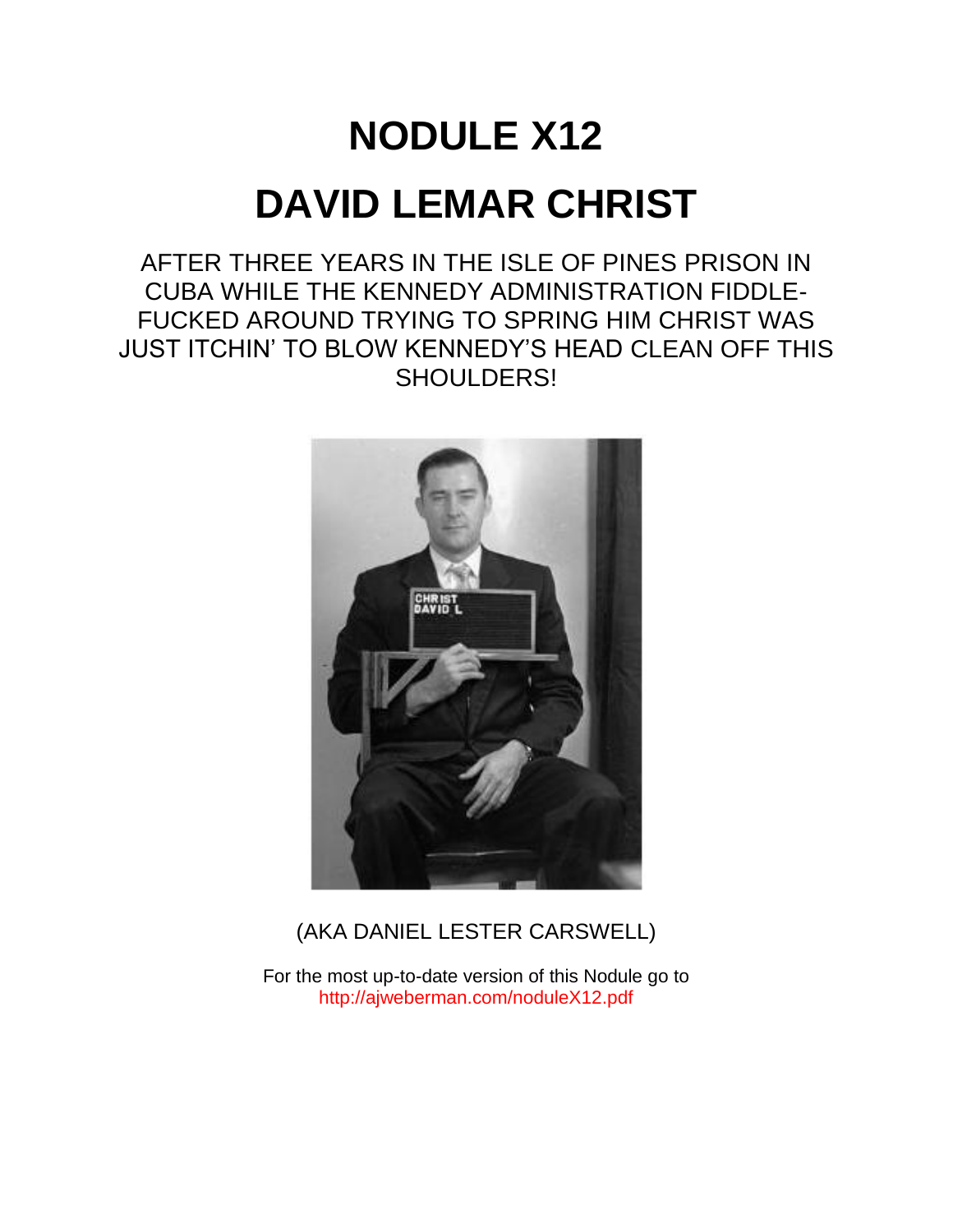# NODULE X12

# DAVID LEMAR CHRIST

AFTER THREE YEARS IN THE ISLE OF PINES PRISON IN CUBA WHILE THE KENNEDY ADMINISTRATION FIDDLE-FUCKED AROUND TRYING TO SPRING HIM CHRIST WAS JUST ITCHIN' TO BLOW KENNEDY'S HEAD CLEAN OFF THIS SHOULDERS!

(AKA DANIEL LESTER CARSWELL)

For the most up-to-date version of this Nodule go to http://ajweberman.com/noduleX12.pdf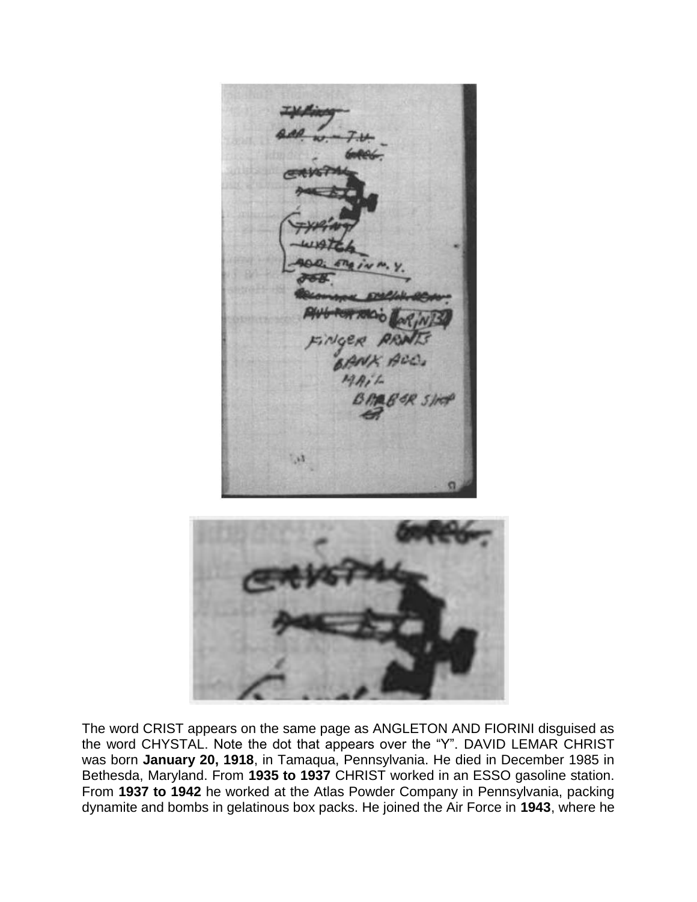The word CRIST appears on the same page as ANGLETON AND FIORINI disguised as the word CHYSTAL. Note the dot that appears over the "Y". DAVID LEMAR CHRIST was born **January 20, 1918**, in Tamaqua, Pennsylvania. He died in December 1985 in Bethesda, Maryland. From **1935 to 1937** CHRIST worked in an ESSO gasoline station. From **1937 to 1942** he worked at the Atlas Powder Company in Pennsylvania, packing dynamite and bombs in gelatinous box packs. He joined the Air Force in **1943**, where he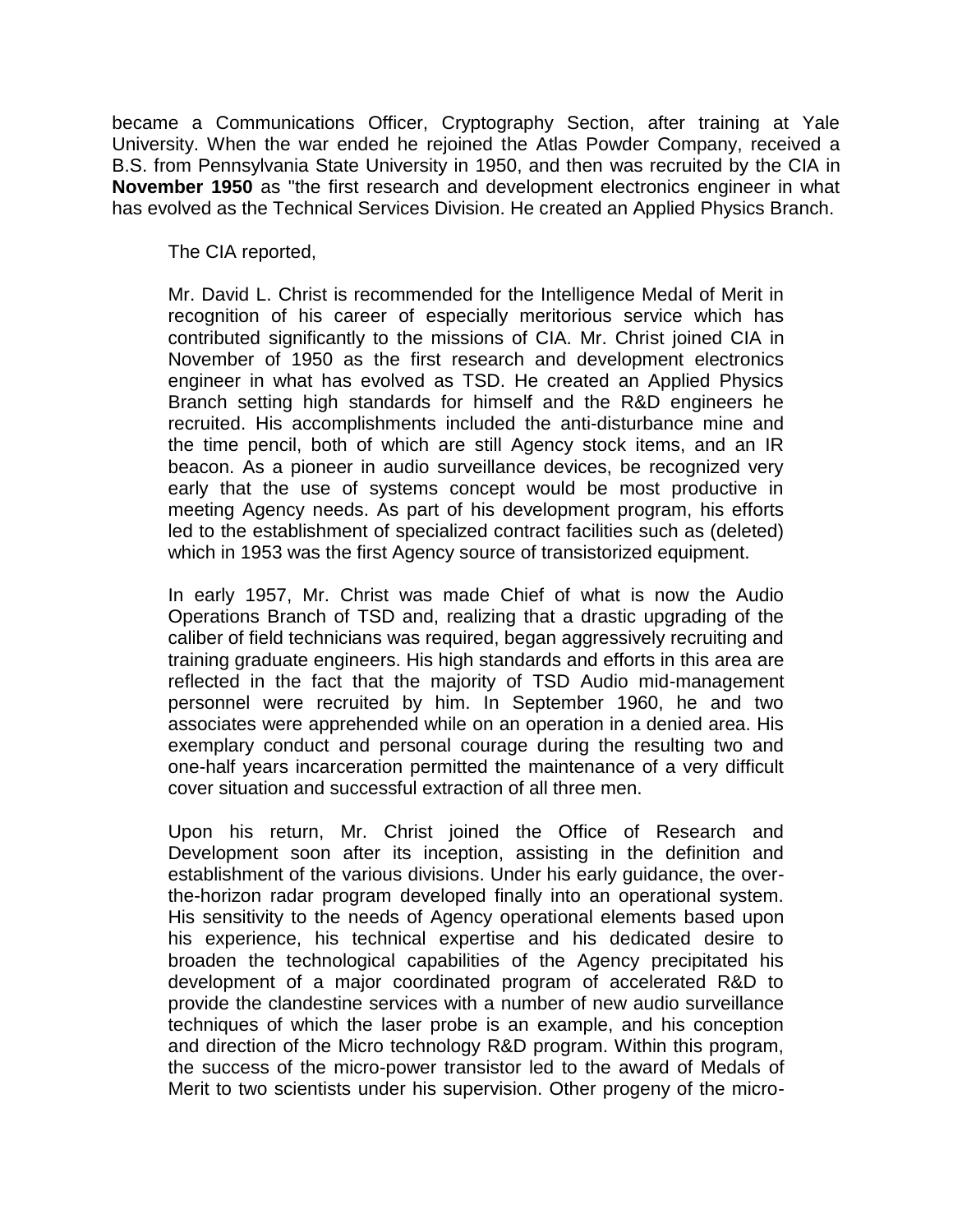became a Communications Officer, Cryptography Section, after training at Yale University. When the war ended he rejoined the Atlas Powder Company, received a B.S. from Pennsylvania State University in 1950, and then was recruited by the CIA in **November 1950** as "the first research and development electronics engineer in what has evolved as the Technical Services Division. He created an Applied Physics Branch.

The CIA reported,

> Mr. David L. Christ is recommended for the Intelligence Medal of Merit in recognition of his career of especially meritorious service which has contributed significantly to the missions of CIA. Mr. Christ joined CIA in November of 1950 as the first research and development electronics engineer in what has evolved as TSD. He created an Applied Physics Branch setting high standards for himself and the R&D engineers he recruited. His accomplishments included the anti-disturbance mine and the time pencil, both of which are still Agency stock items, and an IR beacon. As a pioneer in audio surveillance devices, be recognized very early that the use of systems concept would be most productive in meeting Agency needs. As part of his development program, his efforts led to the establishment of specialized contract facilities such as (deleted) which in 1953 was the first Agency source of transistorized equipment.
>
> In early 1957, Mr. Christ was made Chief of what is now the Audio Operations Branch of TSD and, realizing that a drastic upgrading of the caliber of field technicians was required, began aggressively recruiting and training graduate engineers. His high standards and efforts in this area are reflected in the fact that the majority of TSD Audio mid-management personnel were recruited by him. In September 1960, he and two associates were apprehended while on an operation in a denied area. His exemplary conduct and personal courage during the resulting two and one-half years incarceration permitted the maintenance of a very difficult cover situation and successful extraction of all three men.
>
> Upon his return, Mr. Christ joined the Office of Research and Development soon after its inception, assisting in the definition and establishment of the various divisions. Under his early guidance, the over-the-horizon radar program developed finally into an operational system. His sensitivity to the needs of Agency operational elements based upon his experience, his technical expertise and his dedicated desire to broaden the technological capabilities of the Agency precipitated his development of a major coordinated program of accelerated R&D to provide the clandestine services with a number of new audio surveillance techniques of which the laser probe is an example, and his conception and direction of the Micro technology R&D program. Within this program, the success of the micro-power transistor led to the award of Medals of Merit to two scientists under his supervision. Other progeny of the micro-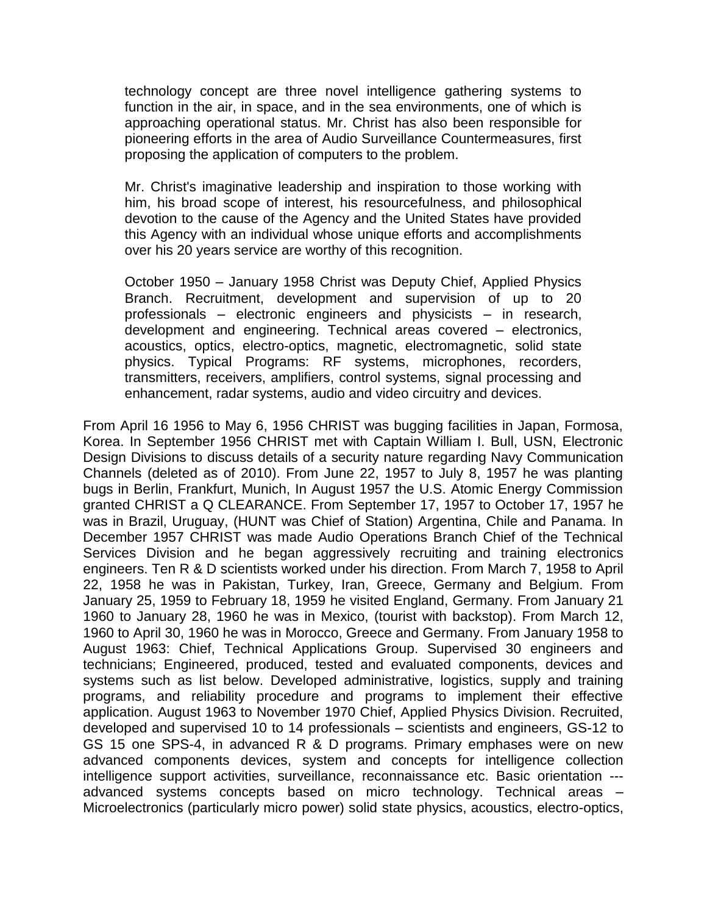> technology concept are three novel intelligence gathering systems to function in the air, in space, and in the sea environments, one of which is approaching operational status. Mr. Christ has also been responsible for pioneering efforts in the area of Audio Surveillance Countermeasures, first proposing the application of computers to the problem.
>
> Mr. Christ's imaginative leadership and inspiration to those working with him, his broad scope of interest, his resourcefulness, and philosophical devotion to the cause of the Agency and the United States have provided this Agency with an individual whose unique efforts and accomplishments over his 20 years service are worthy of this recognition.
>
> October 1950 – January 1958 Christ was Deputy Chief, Applied Physics Branch. Recruitment, development and supervision of up to 20 professionals – electronic engineers and physicists – in research, development and engineering. Technical areas covered – electronics, acoustics, optics, electro-optics, magnetic, electromagnetic, solid state physics. Typical Programs: RF systems, microphones, recorders, transmitters, receivers, amplifiers, control systems, signal processing and enhancement, radar systems, audio and video circuitry and devices.

From April 16 1956 to May 6, 1956 CHRIST was bugging facilities in Japan, Formosa, Korea. In September 1956 CHRIST met with Captain William I. Bull, USN, Electronic Design Divisions to discuss details of a security nature regarding Navy Communication Channels (deleted as of 2010). From June 22, 1957 to July 8, 1957 he was planting bugs in Berlin, Frankfurt, Munich, In August 1957 the U.S. Atomic Energy Commission granted CHRIST a Q CLEARANCE. From September 17, 1957 to October 17, 1957 he was in Brazil, Uruguay, (HUNT was Chief of Station) Argentina, Chile and Panama. In December 1957 CHRIST was made Audio Operations Branch Chief of the Technical Services Division and he began aggressively recruiting and training electronics engineers. Ten R & D scientists worked under his direction. From March 7, 1958 to April 22, 1958 he was in Pakistan, Turkey, Iran, Greece, Germany and Belgium. From January 25, 1959 to February 18, 1959 he visited England, Germany. From January 21 1960 to January 28, 1960 he was in Mexico, (tourist with backstop). From March 12, 1960 to April 30, 1960 he was in Morocco, Greece and Germany. From January 1958 to August 1963: Chief, Technical Applications Group. Supervised 30 engineers and technicians; Engineered, produced, tested and evaluated components, devices and systems such as list below. Developed administrative, logistics, supply and training programs, and reliability procedure and programs to implement their effective application. August 1963 to November 1970 Chief, Applied Physics Division. Recruited, developed and supervised 10 to 14 professionals – scientists and engineers, GS-12 to GS 15 one SPS-4, in advanced R & D programs. Primary emphases were on new advanced components devices, system and concepts for intelligence collection intelligence support activities, surveillance, reconnaissance etc. Basic orientation --- advanced systems concepts based on micro technology. Technical areas – Microelectronics (particularly micro power) solid state physics, acoustics, electro-optics,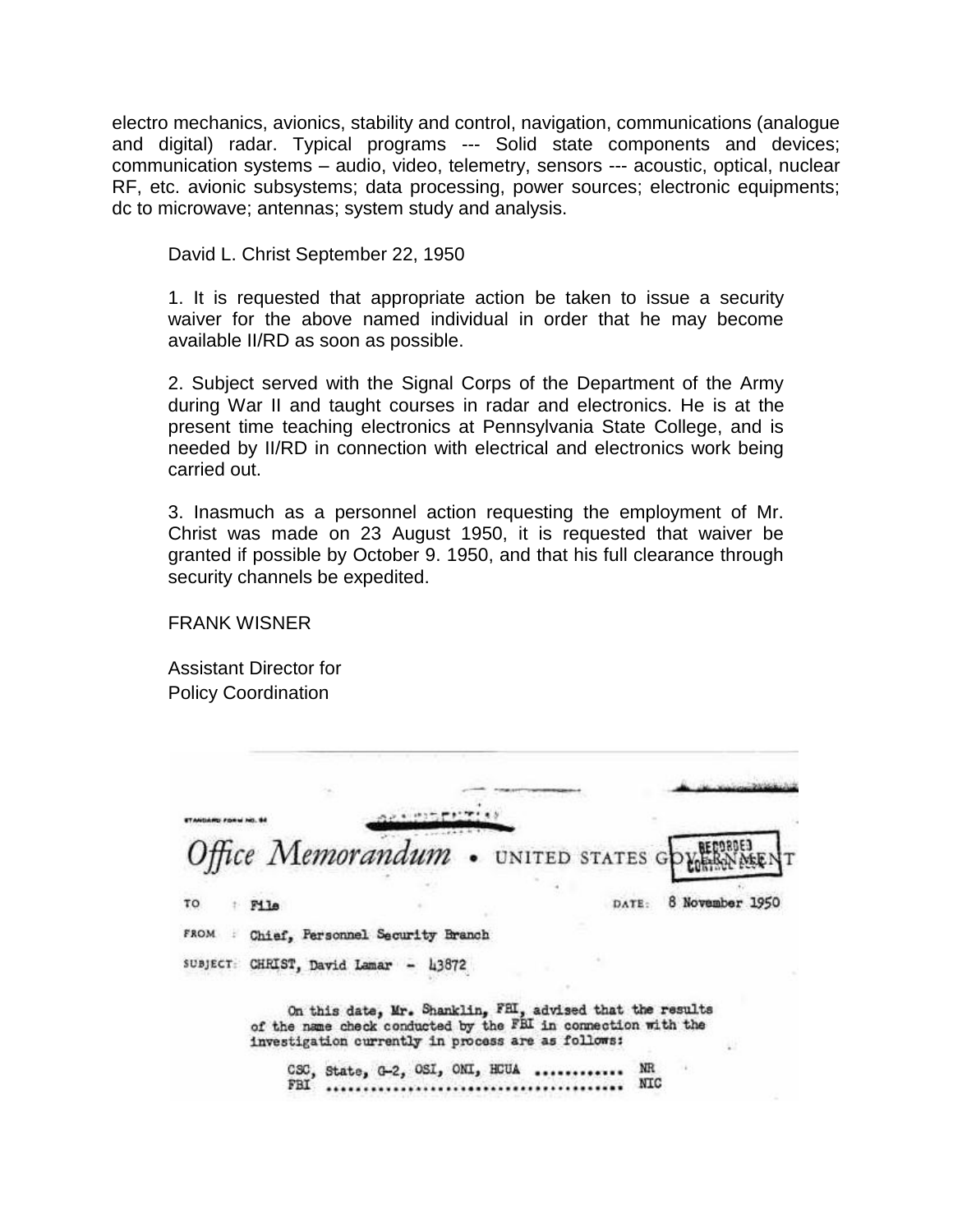electro mechanics, avionics, stability and control, navigation, communications (analogue and digital) radar. Typical programs --- Solid state components and devices; communication systems – audio, video, telemetry, sensors --- acoustic, optical, nuclear RF, etc. avionic subsystems; data processing, power sources; electronic equipments; dc to microwave; antennas; system study and analysis.

David L. Christ September 22, 1950

1. It is requested that appropriate action be taken to issue a security waiver for the above named individual in order that he may become available II/RD as soon as possible.

2. Subject served with the Signal Corps of the Department of the Army during War II and taught courses in radar and electronics. He is at the present time teaching electronics at Pennsylvania State College, and is needed by II/RD in connection with electrical and electronics work being carried out.

3. Inasmuch as a personnel action requesting the employment of Mr. Christ was made on 23 August 1950, it is requested that waiver be granted if possible by October 9. 1950, and that his full clearance through security channels be expedited.

FRANK WISNER

Assistant Director for
Policy Coordination

STANDARD FORM NO. 64

*Office Memorandum* • UNITED STATES GOVERNMENT

RECORDED

TO : File DATE: 8 November 1950

FROM : Chief, Personnel Security Branch

SUBJECT: CHRIST, David Lamar - 43872

On this date, Mr. Shanklin, FBI, advised that the results of the name check conducted by the FBI in connection with the investigation currently in process are as follows:

CSC, State, G-2, OSI, ONI, HCUA ............ NR
FBI ........................................ NIC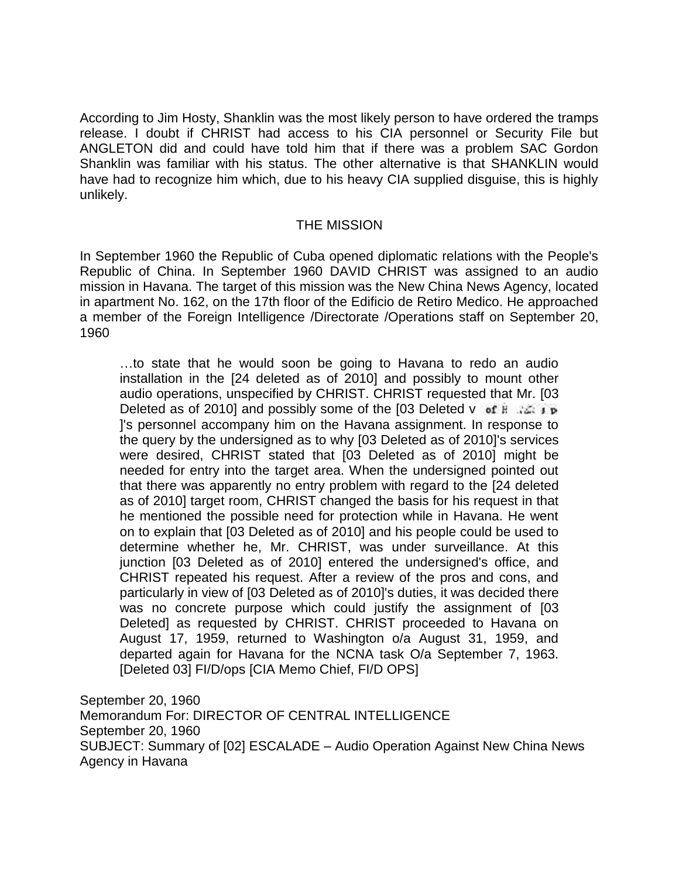According to Jim Hosty, Shanklin was the most likely person to have ordered the tramps release. I doubt if CHRIST had access to his CIA personnel or Security File but ANGLETON did and could have told him that if there was a problem SAC Gordon Shanklin was familiar with his status. The other alternative is that SHANKLIN would have had to recognize him which, due to his heavy CIA supplied disguise, this is highly unlikely.

## THE MISSION

In September 1960 the Republic of Cuba opened diplomatic relations with the People's Republic of China. In September 1960 DAVID CHRIST was assigned to an audio mission in Havana. The target of this mission was the New China News Agency, located in apartment No. 162, on the 17th floor of the Edificio de Retiro Medico. He approached a member of the Foreign Intelligence /Directorate /Operations staff on September 20, 1960

> …to state that he would soon be going to Havana to redo an audio installation in the [24 deleted as of 2010] and possibly to mount other audio operations, unspecified by CHRIST. CHRIST requested that Mr. [03 Deleted as of 2010] and possibly some of the [03 Deleted v of H ... ]'s personnel accompany him on the Havana assignment. In response to the query by the undersigned as to why [03 Deleted as of 2010]'s services were desired, CHRIST stated that [03 Deleted as of 2010] might be needed for entry into the target area. When the undersigned pointed out that there was apparently no entry problem with regard to the [24 deleted as of 2010] target room, CHRIST changed the basis for his request in that he mentioned the possible need for protection while in Havana. He went on to explain that [03 Deleted as of 2010] and his people could be used to determine whether he, Mr. CHRIST, was under surveillance. At this junction [03 Deleted as of 2010] entered the undersigned's office, and CHRIST repeated his request. After a review of the pros and cons, and particularly in view of [03 Deleted as of 2010]'s duties, it was decided there was no concrete purpose which could justify the assignment of [03 Deleted] as requested by CHRIST. CHRIST proceeded to Havana on August 17, 1959, returned to Washington o/a August 31, 1959, and departed again for Havana for the NCNA task O/a September 7, 1963. [Deleted 03] FI/D/ops [CIA Memo Chief, FI/D OPS]

September 20, 1960
Memorandum For: DIRECTOR OF CENTRAL INTELLIGENCE
September 20, 1960
SUBJECT: Summary of [02] ESCALADE – Audio Operation Against New China News Agency in Havana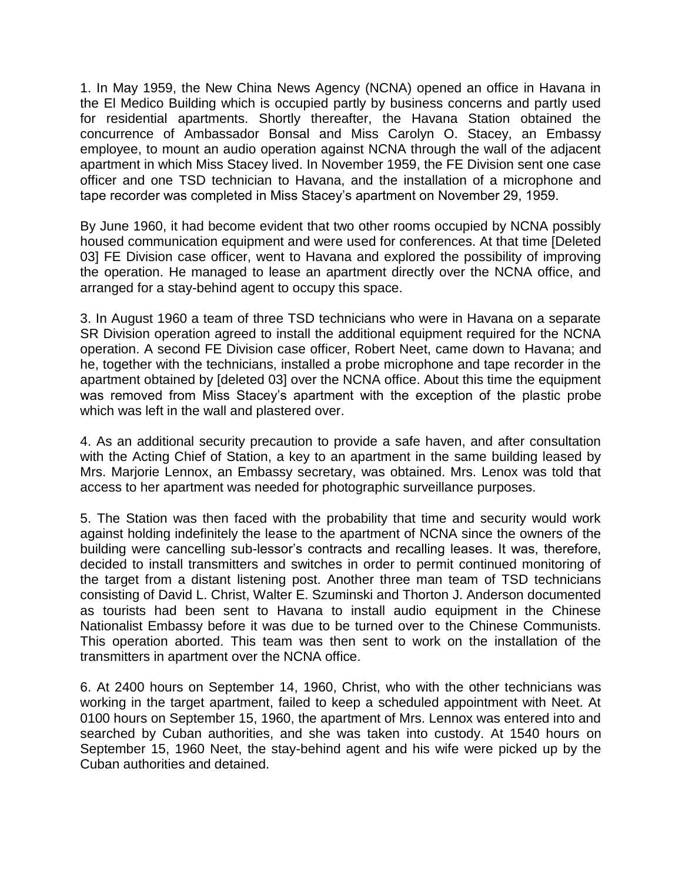1. In May 1959, the New China News Agency (NCNA) opened an office in Havana in the El Medico Building which is occupied partly by business concerns and partly used for residential apartments. Shortly thereafter, the Havana Station obtained the concurrence of Ambassador Bonsal and Miss Carolyn O. Stacey, an Embassy employee, to mount an audio operation against NCNA through the wall of the adjacent apartment in which Miss Stacey lived. In November 1959, the FE Division sent one case officer and one TSD technician to Havana, and the installation of a microphone and tape recorder was completed in Miss Stacey's apartment on November 29, 1959.

By June 1960, it had become evident that two other rooms occupied by NCNA possibly housed communication equipment and were used for conferences. At that time [Deleted 03] FE Division case officer, went to Havana and explored the possibility of improving the operation. He managed to lease an apartment directly over the NCNA office, and arranged for a stay-behind agent to occupy this space.

3. In August 1960 a team of three TSD technicians who were in Havana on a separate SR Division operation agreed to install the additional equipment required for the NCNA operation. A second FE Division case officer, Robert Neet, came down to Havana; and he, together with the technicians, installed a probe microphone and tape recorder in the apartment obtained by [deleted 03] over the NCNA office. About this time the equipment was removed from Miss Stacey's apartment with the exception of the plastic probe which was left in the wall and plastered over.

4. As an additional security precaution to provide a safe haven, and after consultation with the Acting Chief of Station, a key to an apartment in the same building leased by Mrs. Marjorie Lennox, an Embassy secretary, was obtained. Mrs. Lenox was told that access to her apartment was needed for photographic surveillance purposes.

5. The Station was then faced with the probability that time and security would work against holding indefinitely the lease to the apartment of NCNA since the owners of the building were cancelling sub-lessor's contracts and recalling leases. It was, therefore, decided to install transmitters and switches in order to permit continued monitoring of the target from a distant listening post. Another three man team of TSD technicians consisting of David L. Christ, Walter E. Szuminski and Thorton J. Anderson documented as tourists had been sent to Havana to install audio equipment in the Chinese Nationalist Embassy before it was due to be turned over to the Chinese Communists. This operation aborted. This team was then sent to work on the installation of the transmitters in apartment over the NCNA office.

6. At 2400 hours on September 14, 1960, Christ, who with the other technicians was working in the target apartment, failed to keep a scheduled appointment with Neet. At 0100 hours on September 15, 1960, the apartment of Mrs. Lennox was entered into and searched by Cuban authorities, and she was taken into custody. At 1540 hours on September 15, 1960 Neet, the stay-behind agent and his wife were picked up by the Cuban authorities and detained.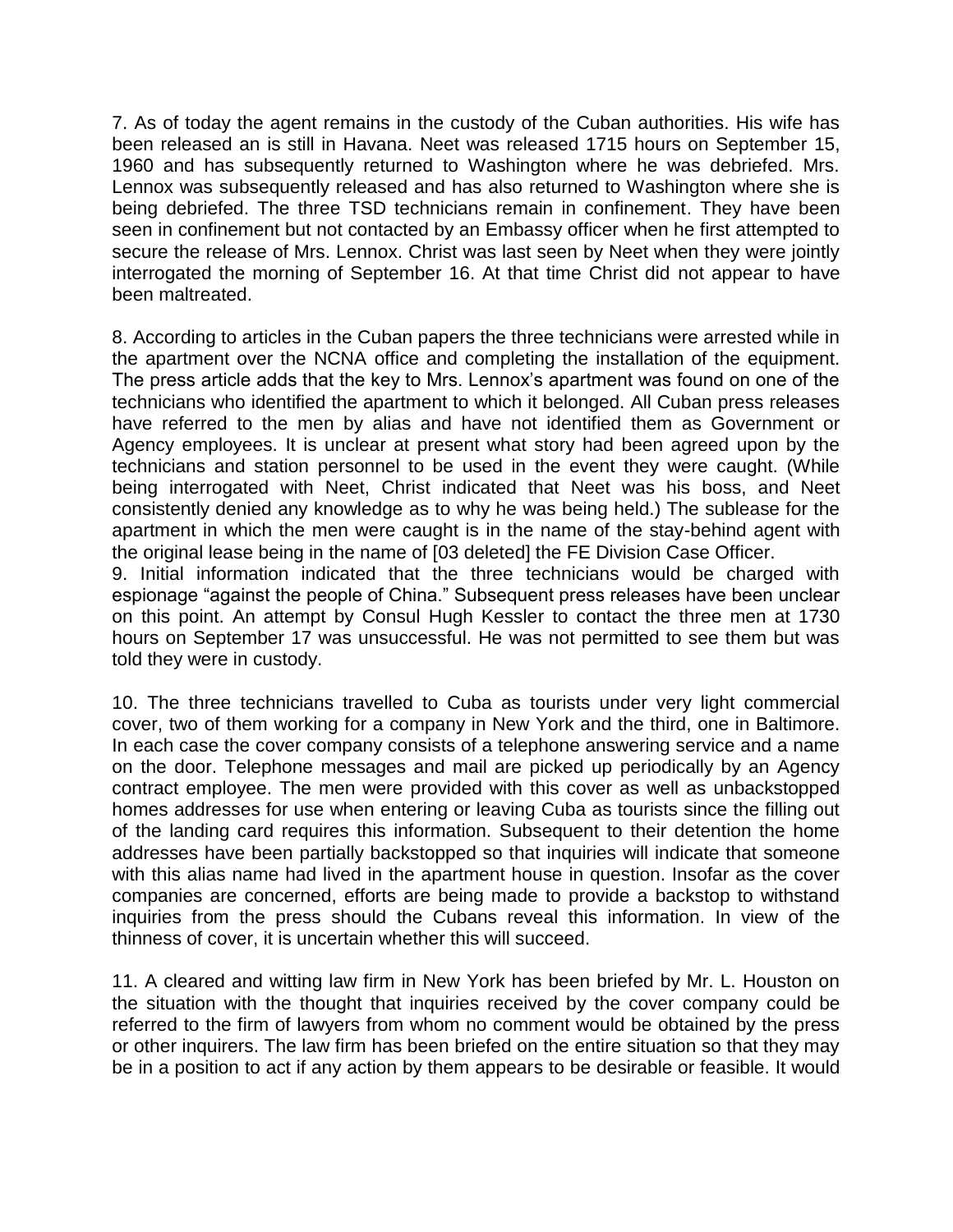7. As of today the agent remains in the custody of the Cuban authorities. His wife has been released an is still in Havana. Neet was released 1715 hours on September 15, 1960 and has subsequently returned to Washington where he was debriefed. Mrs. Lennox was subsequently released and has also returned to Washington where she is being debriefed. The three TSD technicians remain in confinement. They have been seen in confinement but not contacted by an Embassy officer when he first attempted to secure the release of Mrs. Lennox. Christ was last seen by Neet when they were jointly interrogated the morning of September 16. At that time Christ did not appear to have been maltreated.

8. According to articles in the Cuban papers the three technicians were arrested while in the apartment over the NCNA office and completing the installation of the equipment. The press article adds that the key to Mrs. Lennox's apartment was found on one of the technicians who identified the apartment to which it belonged. All Cuban press releases have referred to the men by alias and have not identified them as Government or Agency employees. It is unclear at present what story had been agreed upon by the technicians and station personnel to be used in the event they were caught. (While being interrogated with Neet, Christ indicated that Neet was his boss, and Neet consistently denied any knowledge as to why he was being held.) The sublease for the apartment in which the men were caught is in the name of the stay-behind agent with the original lease being in the name of [03 deleted] the FE Division Case Officer.

9. Initial information indicated that the three technicians would be charged with espionage "against the people of China." Subsequent press releases have been unclear on this point. An attempt by Consul Hugh Kessler to contact the three men at 1730 hours on September 17 was unsuccessful. He was not permitted to see them but was told they were in custody.

10. The three technicians travelled to Cuba as tourists under very light commercial cover, two of them working for a company in New York and the third, one in Baltimore. In each case the cover company consists of a telephone answering service and a name on the door. Telephone messages and mail are picked up periodically by an Agency contract employee. The men were provided with this cover as well as unbackstopped homes addresses for use when entering or leaving Cuba as tourists since the filling out of the landing card requires this information. Subsequent to their detention the home addresses have been partially backstopped so that inquiries will indicate that someone with this alias name had lived in the apartment house in question. Insofar as the cover companies are concerned, efforts are being made to provide a backstop to withstand inquiries from the press should the Cubans reveal this information. In view of the thinness of cover, it is uncertain whether this will succeed.

11. A cleared and witting law firm in New York has been briefed by Mr. L. Houston on the situation with the thought that inquiries received by the cover company could be referred to the firm of lawyers from whom no comment would be obtained by the press or other inquirers. The law firm has been briefed on the entire situation so that they may be in a position to act if any action by them appears to be desirable or feasible. It would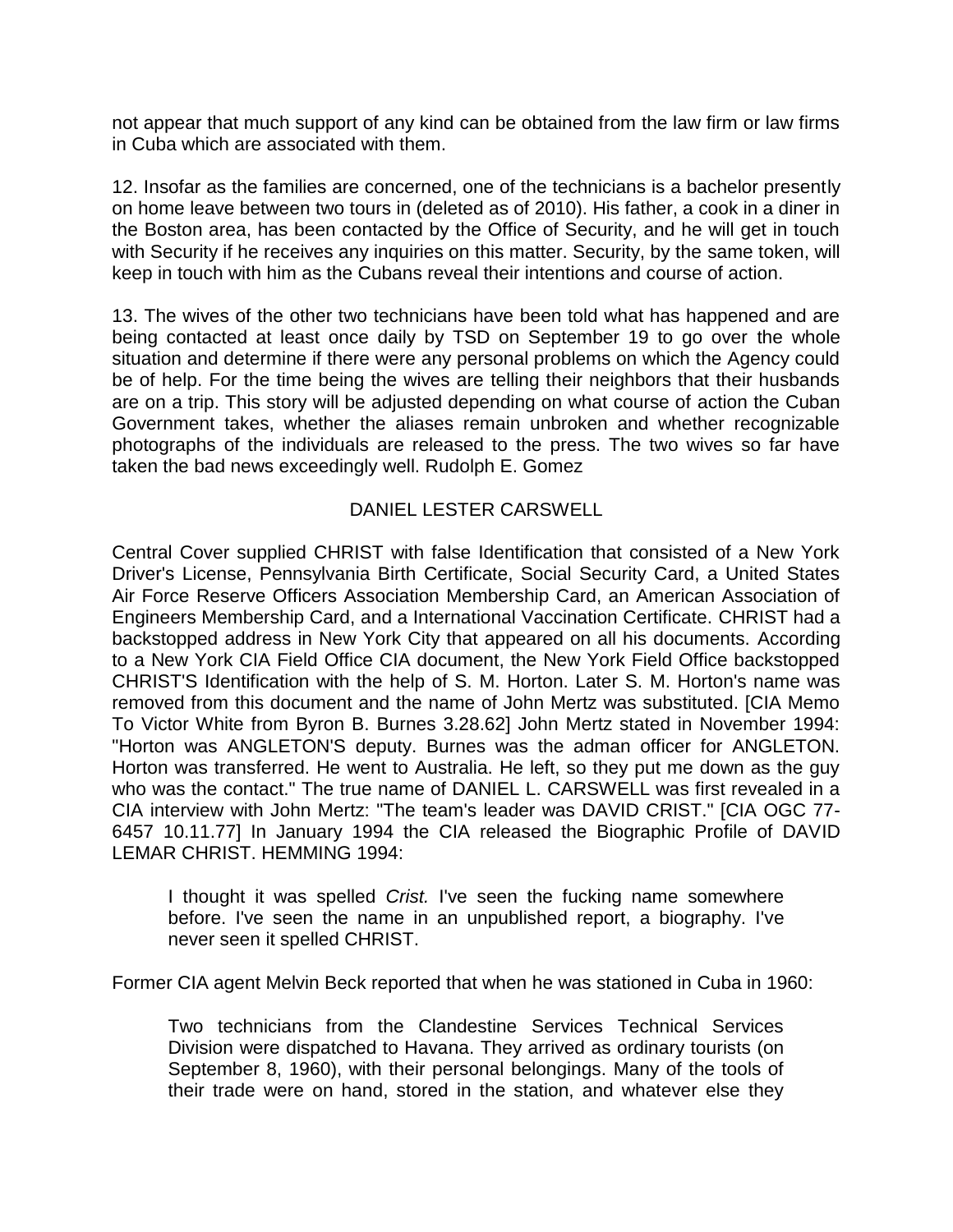not appear that much support of any kind can be obtained from the law firm or law firms in Cuba which are associated with them.

12. Insofar as the families are concerned, one of the technicians is a bachelor presently on home leave between two tours in (deleted as of 2010). His father, a cook in a diner in the Boston area, has been contacted by the Office of Security, and he will get in touch with Security if he receives any inquiries on this matter. Security, by the same token, will keep in touch with him as the Cubans reveal their intentions and course of action.

13. The wives of the other two technicians have been told what has happened and are being contacted at least once daily by TSD on September 19 to go over the whole situation and determine if there were any personal problems on which the Agency could be of help. For the time being the wives are telling their neighbors that their husbands are on a trip. This story will be adjusted depending on what course of action the Cuban Government takes, whether the aliases remain unbroken and whether recognizable photographs of the individuals are released to the press. The two wives so far have taken the bad news exceedingly well. Rudolph E. Gomez

## DANIEL LESTER CARSWELL

Central Cover supplied CHRIST with false Identification that consisted of a New York Driver's License, Pennsylvania Birth Certificate, Social Security Card, a United States Air Force Reserve Officers Association Membership Card, an American Association of Engineers Membership Card, and a International Vaccination Certificate. CHRIST had a backstopped address in New York City that appeared on all his documents. According to a New York CIA Field Office CIA document, the New York Field Office backstopped CHRIST'S Identification with the help of S. M. Horton. Later S. M. Horton's name was removed from this document and the name of John Mertz was substituted. [CIA Memo To Victor White from Byron B. Burnes 3.28.62] John Mertz stated in November 1994: "Horton was ANGLETON'S deputy. Burnes was the adman officer for ANGLETON. Horton was transferred. He went to Australia. He left, so they put me down as the guy who was the contact." The true name of DANIEL L. CARSWELL was first revealed in a CIA interview with John Mertz: "The team's leader was DAVID CRIST." [CIA OGC 77-6457 10.11.77] In January 1994 the CIA released the Biographic Profile of DAVID LEMAR CHRIST. HEMMING 1994:

> I thought it was spelled *Crist.* I've seen the fucking name somewhere before. I've seen the name in an unpublished report, a biography. I've never seen it spelled CHRIST.

Former CIA agent Melvin Beck reported that when he was stationed in Cuba in 1960:

> Two technicians from the Clandestine Services Technical Services Division were dispatched to Havana. They arrived as ordinary tourists (on September 8, 1960), with their personal belongings. Many of the tools of their trade were on hand, stored in the station, and whatever else they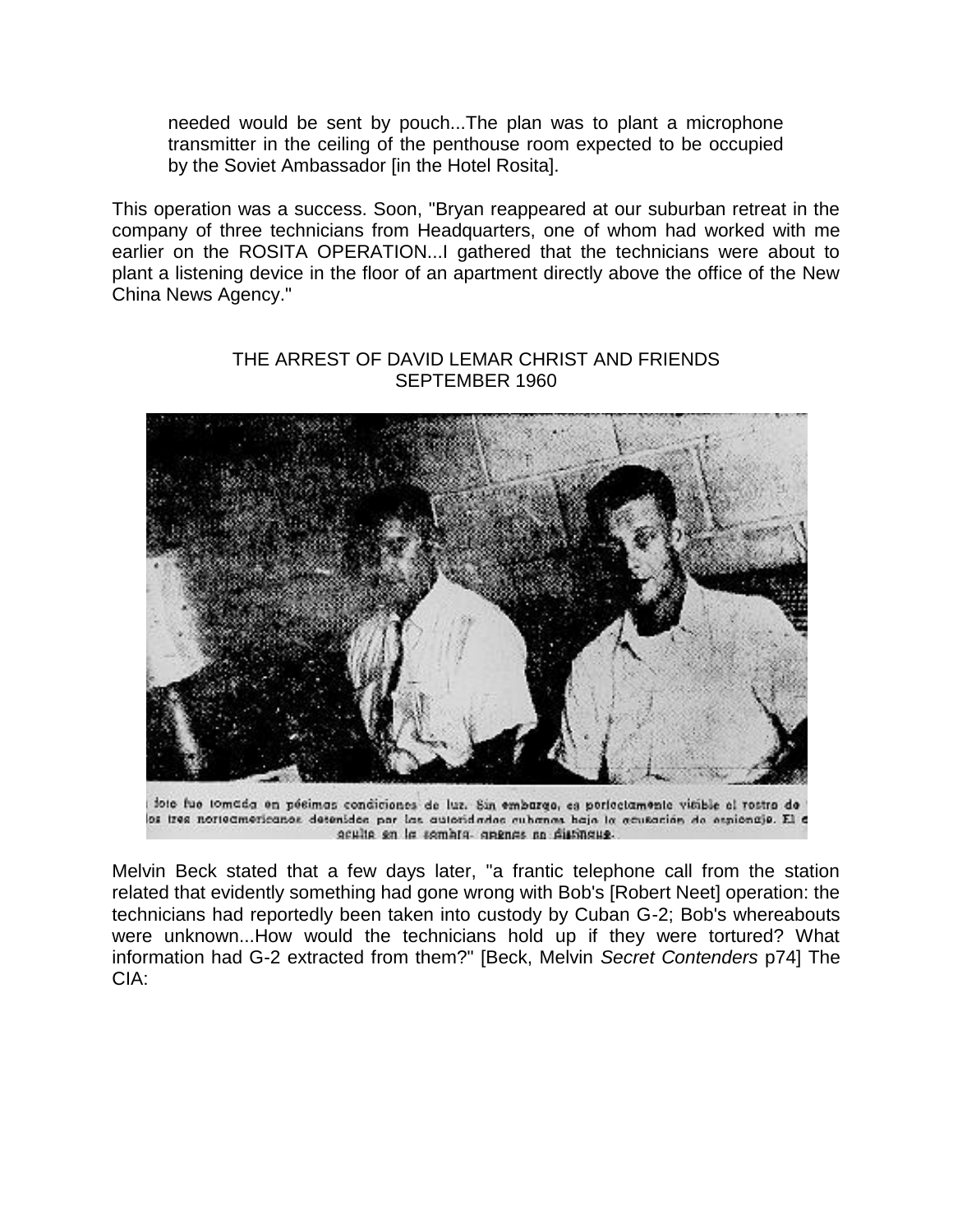> needed would be sent by pouch...The plan was to plant a microphone transmitter in the ceiling of the penthouse room expected to be occupied by the Soviet Ambassador [in the Hotel Rosita].

This operation was a success. Soon, "Bryan reappeared at our suburban retreat in the company of three technicians from Headquarters, one of whom had worked with me earlier on the ROSITA OPERATION...I gathered that the technicians were about to plant a listening device in the floor of an apartment directly above the office of the New China News Agency."

THE ARREST OF DAVID LEMAR CHRIST AND FRIENDS
SEPTEMBER 1960

Melvin Beck stated that a few days later, "a frantic telephone call from the station related that evidently something had gone wrong with Bob's [Robert Neet] operation: the technicians had reportedly been taken into custody by Cuban G-2; Bob's whereabouts were unknown...How would the technicians hold up if they were tortured? What information had G-2 extracted from them?" [Beck, Melvin *Secret Contenders* p74] The CIA: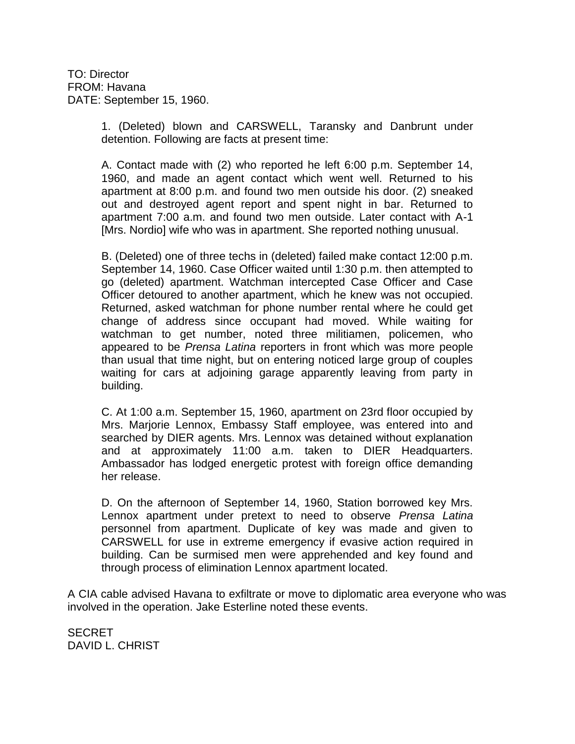TO: Director
FROM: Havana
DATE: September 15, 1960.

> 1. (Deleted) blown and CARSWELL, Taransky and Danbrunt under detention. Following are facts at present time:
>
> A. Contact made with (2) who reported he left 6:00 p.m. September 14, 1960, and made an agent contact which went well. Returned to his apartment at 8:00 p.m. and found two men outside his door. (2) sneaked out and destroyed agent report and spent night in bar. Returned to apartment 7:00 a.m. and found two men outside. Later contact with A-1 [Mrs. Nordio] wife who was in apartment. She reported nothing unusual.
>
> B. (Deleted) one of three techs in (deleted) failed make contact 12:00 p.m. September 14, 1960. Case Officer waited until 1:30 p.m. then attempted to go (deleted) apartment. Watchman intercepted Case Officer and Case Officer detoured to another apartment, which he knew was not occupied. Returned, asked watchman for phone number rental where he could get change of address since occupant had moved. While waiting for watchman to get number, noted three militiamen, policemen, who appeared to be *Prensa Latina* reporters in front which was more people than usual that time night, but on entering noticed large group of couples waiting for cars at adjoining garage apparently leaving from party in building.
>
> C. At 1:00 a.m. September 15, 1960, apartment on 23rd floor occupied by Mrs. Marjorie Lennox, Embassy Staff employee, was entered into and searched by DIER agents. Mrs. Lennox was detained without explanation and at approximately 11:00 a.m. taken to DIER Headquarters. Ambassador has lodged energetic protest with foreign office demanding her release.
>
> D. On the afternoon of September 14, 1960, Station borrowed key Mrs. Lennox apartment under pretext to need to observe *Prensa Latina* personnel from apartment. Duplicate of key was made and given to CARSWELL for use in extreme emergency if evasive action required in building. Can be surmised men were apprehended and key found and through process of elimination Lennox apartment located.

A CIA cable advised Havana to exfiltrate or move to diplomatic area everyone who was involved in the operation. Jake Esterline noted these events.

SECRET
DAVID L. CHRIST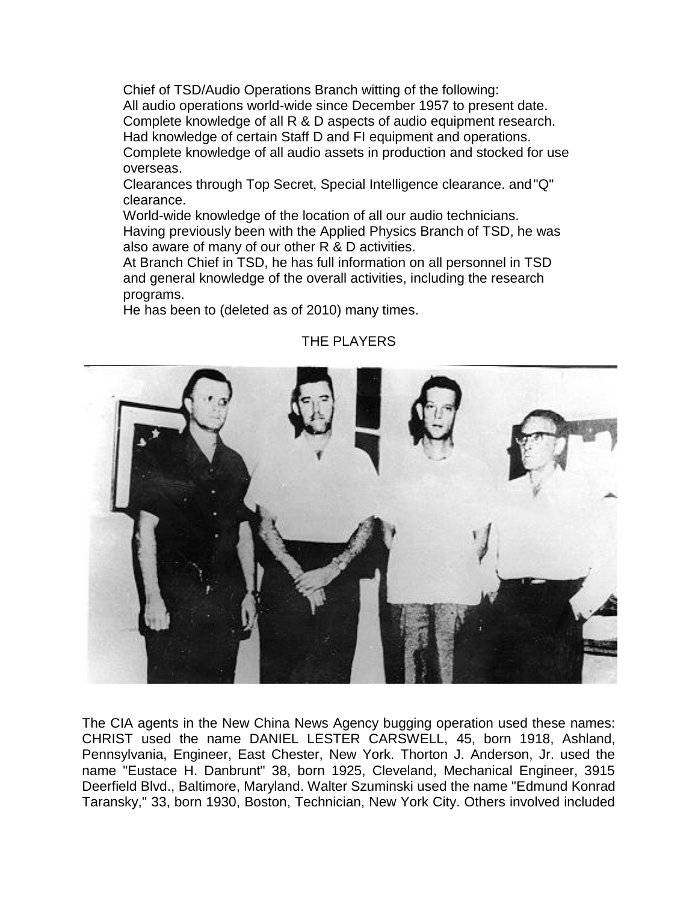Chief of TSD/Audio Operations Branch witting of the following:
All audio operations world-wide since December 1957 to present date.
Complete knowledge of all R & D aspects of audio equipment research.
Had knowledge of certain Staff D and FI equipment and operations.
Complete knowledge of all audio assets in production and stocked for use overseas.
Clearances through Top Secret, Special Intelligence clearance. and "Q" clearance.
World-wide knowledge of the location of all our audio technicians.
Having previously been with the Applied Physics Branch of TSD, he was also aware of many of our other R & D activities.
At Branch Chief in TSD, he has full information on all personnel in TSD and general knowledge of the overall activities, including the research programs.
He has been to (deleted as of 2010) many times.

THE PLAYERS

The CIA agents in the New China News Agency bugging operation used these names: CHRIST used the name DANIEL LESTER CARSWELL, 45, born 1918, Ashland, Pennsylvania, Engineer, East Chester, New York. Thorton J. Anderson, Jr. used the name "Eustace H. Danbrunt" 38, born 1925, Cleveland, Mechanical Engineer, 3915 Deerfield Blvd., Baltimore, Maryland. Walter Szuminski used the name "Edmund Konrad Taransky," 33, born 1930, Boston, Technician, New York City. Others involved included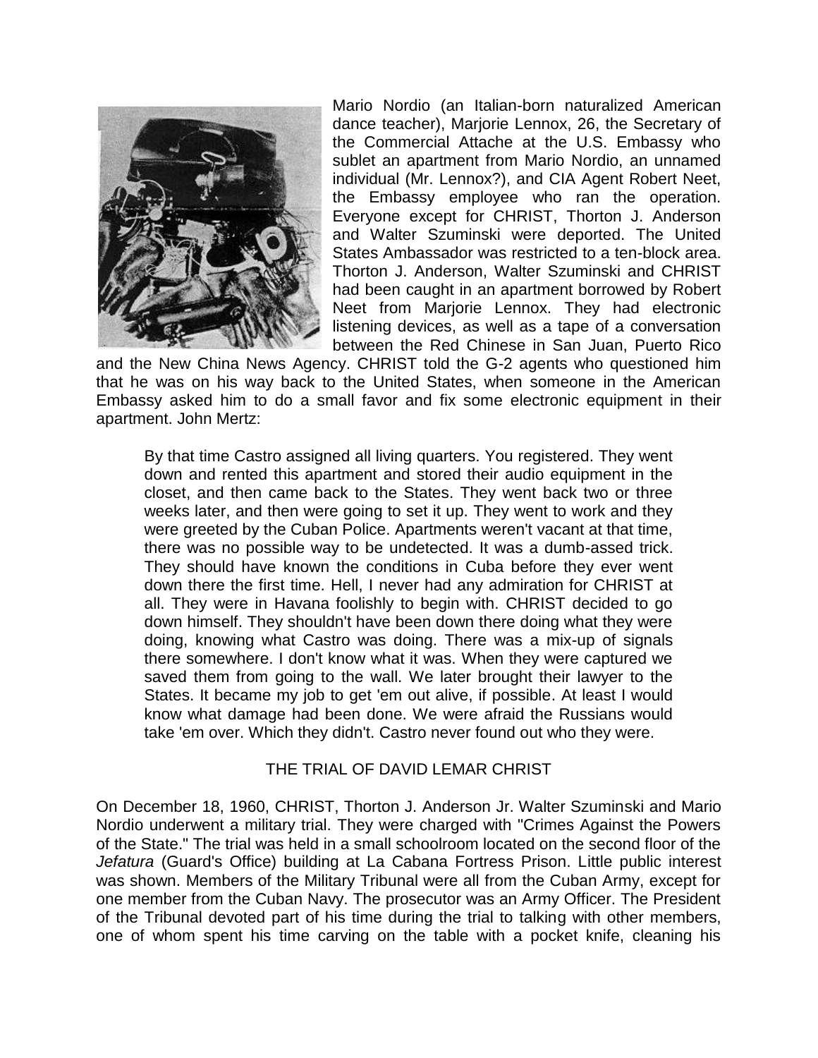Mario Nordio (an Italian-born naturalized American dance teacher), Marjorie Lennox, 26, the Secretary of the Commercial Attache at the U.S. Embassy who sublet an apartment from Mario Nordio, an unnamed individual (Mr. Lennox?), and CIA Agent Robert Neet, the Embassy employee who ran the operation. Everyone except for CHRIST, Thorton J. Anderson and Walter Szuminski were deported. The United States Ambassador was restricted to a ten-block area. Thorton J. Anderson, Walter Szuminski and CHRIST had been caught in an apartment borrowed by Robert Neet from Marjorie Lennox. They had electronic listening devices, as well as a tape of a conversation between the Red Chinese in San Juan, Puerto Rico and the New China News Agency. CHRIST told the G-2 agents who questioned him that he was on his way back to the United States, when someone in the American Embassy asked him to do a small favor and fix some electronic equipment in their apartment. John Mertz:

> By that time Castro assigned all living quarters. You registered. They went down and rented this apartment and stored their audio equipment in the closet, and then came back to the States. They went back two or three weeks later, and then were going to set it up. They went to work and they were greeted by the Cuban Police. Apartments weren't vacant at that time, there was no possible way to be undetected. It was a dumb-assed trick. They should have known the conditions in Cuba before they ever went down there the first time. Hell, I never had any admiration for CHRIST at all. They were in Havana foolishly to begin with. CHRIST decided to go down himself. They shouldn't have been down there doing what they were doing, knowing what Castro was doing. There was a mix-up of signals there somewhere. I don't know what it was. When they were captured we saved them from going to the wall. We later brought their lawyer to the States. It became my job to get 'em out alive, if possible. At least I would know what damage had been done. We were afraid the Russians would take 'em over. Which they didn't. Castro never found out who they were.

## THE TRIAL OF DAVID LEMAR CHRIST

On December 18, 1960, CHRIST, Thorton J. Anderson Jr. Walter Szuminski and Mario Nordio underwent a military trial. They were charged with "Crimes Against the Powers of the State." The trial was held in a small schoolroom located on the second floor of the *Jefatura* (Guard's Office) building at La Cabana Fortress Prison. Little public interest was shown. Members of the Military Tribunal were all from the Cuban Army, except for one member from the Cuban Navy. The prosecutor was an Army Officer. The President of the Tribunal devoted part of his time during the trial to talking with other members, one of whom spent his time carving on the table with a pocket knife, cleaning his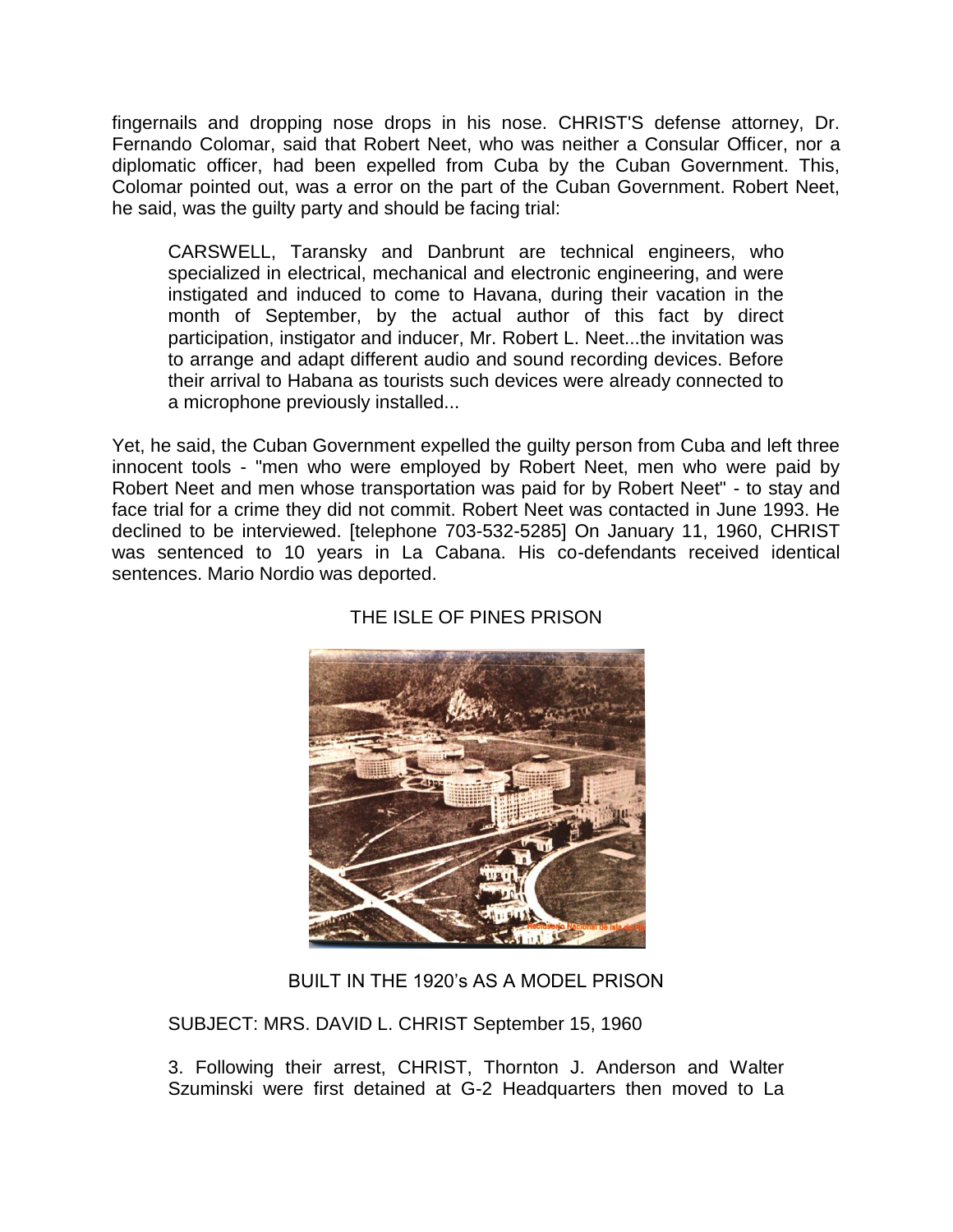fingernails and dropping nose drops in his nose. CHRIST'S defense attorney, Dr. Fernando Colomar, said that Robert Neet, who was neither a Consular Officer, nor a diplomatic officer, had been expelled from Cuba by the Cuban Government. This, Colomar pointed out, was a error on the part of the Cuban Government. Robert Neet, he said, was the guilty party and should be facing trial:

> CARSWELL, Taransky and Danbrunt are technical engineers, who specialized in electrical, mechanical and electronic engineering, and were instigated and induced to come to Havana, during their vacation in the month of September, by the actual author of this fact by direct participation, instigator and inducer, Mr. Robert L. Neet...the invitation was to arrange and adapt different audio and sound recording devices. Before their arrival to Habana as tourists such devices were already connected to a microphone previously installed...

Yet, he said, the Cuban Government expelled the guilty person from Cuba and left three innocent tools - "men who were employed by Robert Neet, men who were paid by Robert Neet and men whose transportation was paid for by Robert Neet" - to stay and face trial for a crime they did not commit. Robert Neet was contacted in June 1993. He declined to be interviewed. [telephone 703-532-5285] On January 11, 1960, CHRIST was sentenced to 10 years in La Cabana. His co-defendants received identical sentences. Mario Nordio was deported.

THE ISLE OF PINES PRISON

BUILT IN THE 1920's AS A MODEL PRISON

SUBJECT: MRS. DAVID L. CHRIST September 15, 1960

> 3. Following their arrest, CHRIST, Thornton J. Anderson and Walter Szuminski were first detained at G-2 Headquarters then moved to La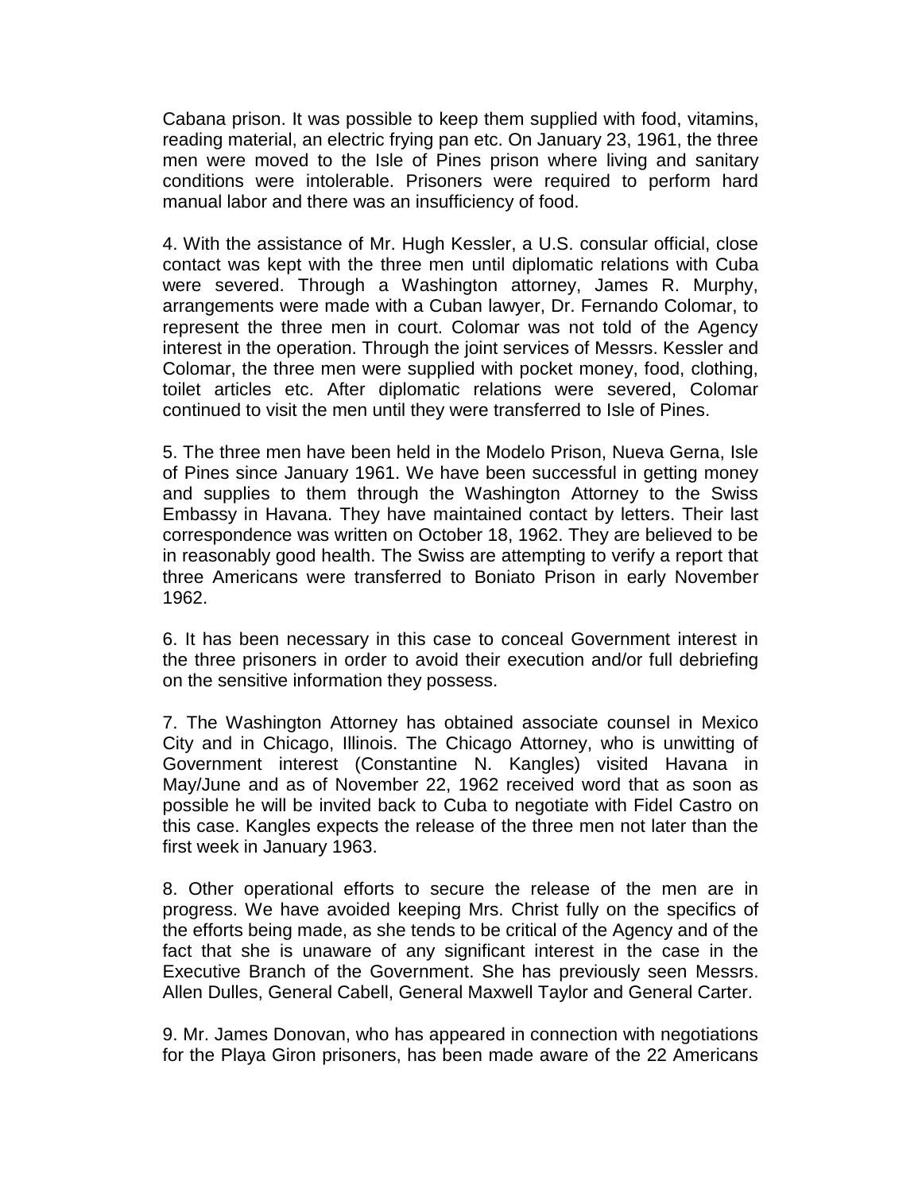Cabana prison. It was possible to keep them supplied with food, vitamins, reading material, an electric frying pan etc. On January 23, 1961, the three men were moved to the Isle of Pines prison where living and sanitary conditions were intolerable. Prisoners were required to perform hard manual labor and there was an insufficiency of food.

4. With the assistance of Mr. Hugh Kessler, a U.S. consular official, close contact was kept with the three men until diplomatic relations with Cuba were severed. Through a Washington attorney, James R. Murphy, arrangements were made with a Cuban lawyer, Dr. Fernando Colomar, to represent the three men in court. Colomar was not told of the Agency interest in the operation. Through the joint services of Messrs. Kessler and Colomar, the three men were supplied with pocket money, food, clothing, toilet articles etc. After diplomatic relations were severed, Colomar continued to visit the men until they were transferred to Isle of Pines.

5. The three men have been held in the Modelo Prison, Nueva Gerna, Isle of Pines since January 1961. We have been successful in getting money and supplies to them through the Washington Attorney to the Swiss Embassy in Havana. They have maintained contact by letters. Their last correspondence was written on October 18, 1962. They are believed to be in reasonably good health. The Swiss are attempting to verify a report that three Americans were transferred to Boniato Prison in early November 1962.

6. It has been necessary in this case to conceal Government interest in the three prisoners in order to avoid their execution and/or full debriefing on the sensitive information they possess.

7. The Washington Attorney has obtained associate counsel in Mexico City and in Chicago, Illinois. The Chicago Attorney, who is unwitting of Government interest (Constantine N. Kangles) visited Havana in May/June and as of November 22, 1962 received word that as soon as possible he will be invited back to Cuba to negotiate with Fidel Castro on this case. Kangles expects the release of the three men not later than the first week in January 1963.

8. Other operational efforts to secure the release of the men are in progress. We have avoided keeping Mrs. Christ fully on the specifics of the efforts being made, as she tends to be critical of the Agency and of the fact that she is unaware of any significant interest in the case in the Executive Branch of the Government. She has previously seen Messrs. Allen Dulles, General Cabell, General Maxwell Taylor and General Carter.

9. Mr. James Donovan, who has appeared in connection with negotiations for the Playa Giron prisoners, has been made aware of the 22 Americans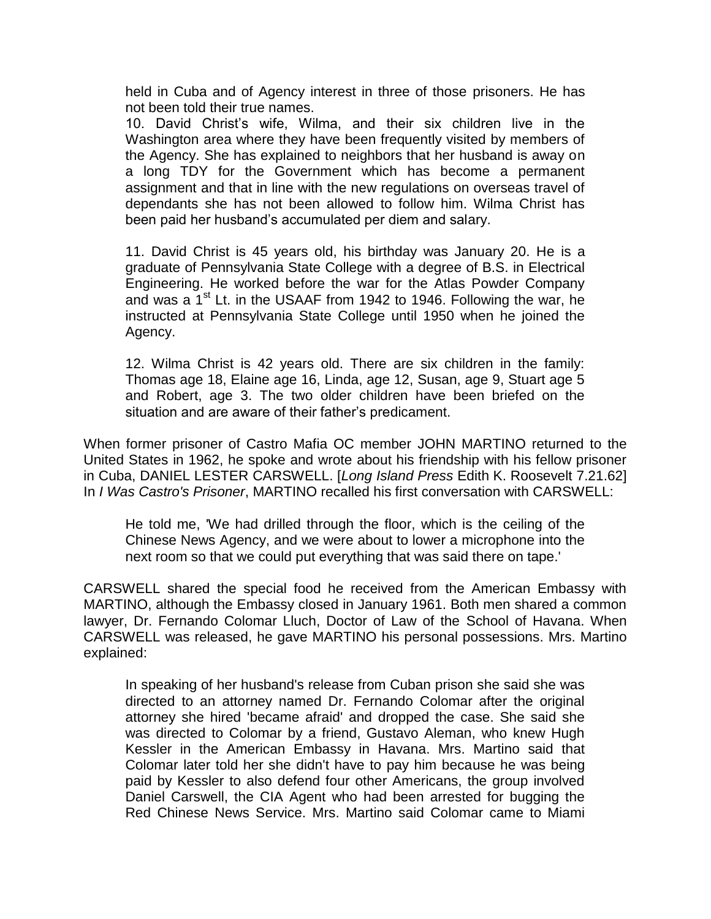> held in Cuba and of Agency interest in three of those prisoners. He has not been told their true names.
>
> 10. David Christ's wife, Wilma, and their six children live in the Washington area where they have been frequently visited by members of the Agency. She has explained to neighbors that her husband is away on a long TDY for the Government which has become a permanent assignment and that in line with the new regulations on overseas travel of dependants she has not been allowed to follow him. Wilma Christ has been paid her husband's accumulated per diem and salary.
>
> 11. David Christ is 45 years old, his birthday was January 20. He is a graduate of Pennsylvania State College with a degree of B.S. in Electrical Engineering. He worked before the war for the Atlas Powder Company and was a 1st Lt. in the USAAF from 1942 to 1946. Following the war, he instructed at Pennsylvania State College until 1950 when he joined the Agency.
>
> 12. Wilma Christ is 42 years old. There are six children in the family: Thomas age 18, Elaine age 16, Linda, age 12, Susan, age 9, Stuart age 5 and Robert, age 3. The two older children have been briefed on the situation and are aware of their father's predicament.

When former prisoner of Castro Mafia OC member JOHN MARTINO returned to the United States in 1962, he spoke and wrote about his friendship with his fellow prisoner in Cuba, DANIEL LESTER CARSWELL. [*Long Island Press* Edith K. Roosevelt 7.21.62] In *I Was Castro's Prisoner*, MARTINO recalled his first conversation with CARSWELL:

> He told me, 'We had drilled through the floor, which is the ceiling of the Chinese News Agency, and we were about to lower a microphone into the next room so that we could put everything that was said there on tape.'

CARSWELL shared the special food he received from the American Embassy with MARTINO, although the Embassy closed in January 1961. Both men shared a common lawyer, Dr. Fernando Colomar Lluch, Doctor of Law of the School of Havana. When CARSWELL was released, he gave MARTINO his personal possessions. Mrs. Martino explained:

> In speaking of her husband's release from Cuban prison she said she was directed to an attorney named Dr. Fernando Colomar after the original attorney she hired 'became afraid' and dropped the case. She said she was directed to Colomar by a friend, Gustavo Aleman, who knew Hugh Kessler in the American Embassy in Havana. Mrs. Martino said that Colomar later told her she didn't have to pay him because he was being paid by Kessler to also defend four other Americans, the group involved Daniel Carswell, the CIA Agent who had been arrested for bugging the Red Chinese News Service. Mrs. Martino said Colomar came to Miami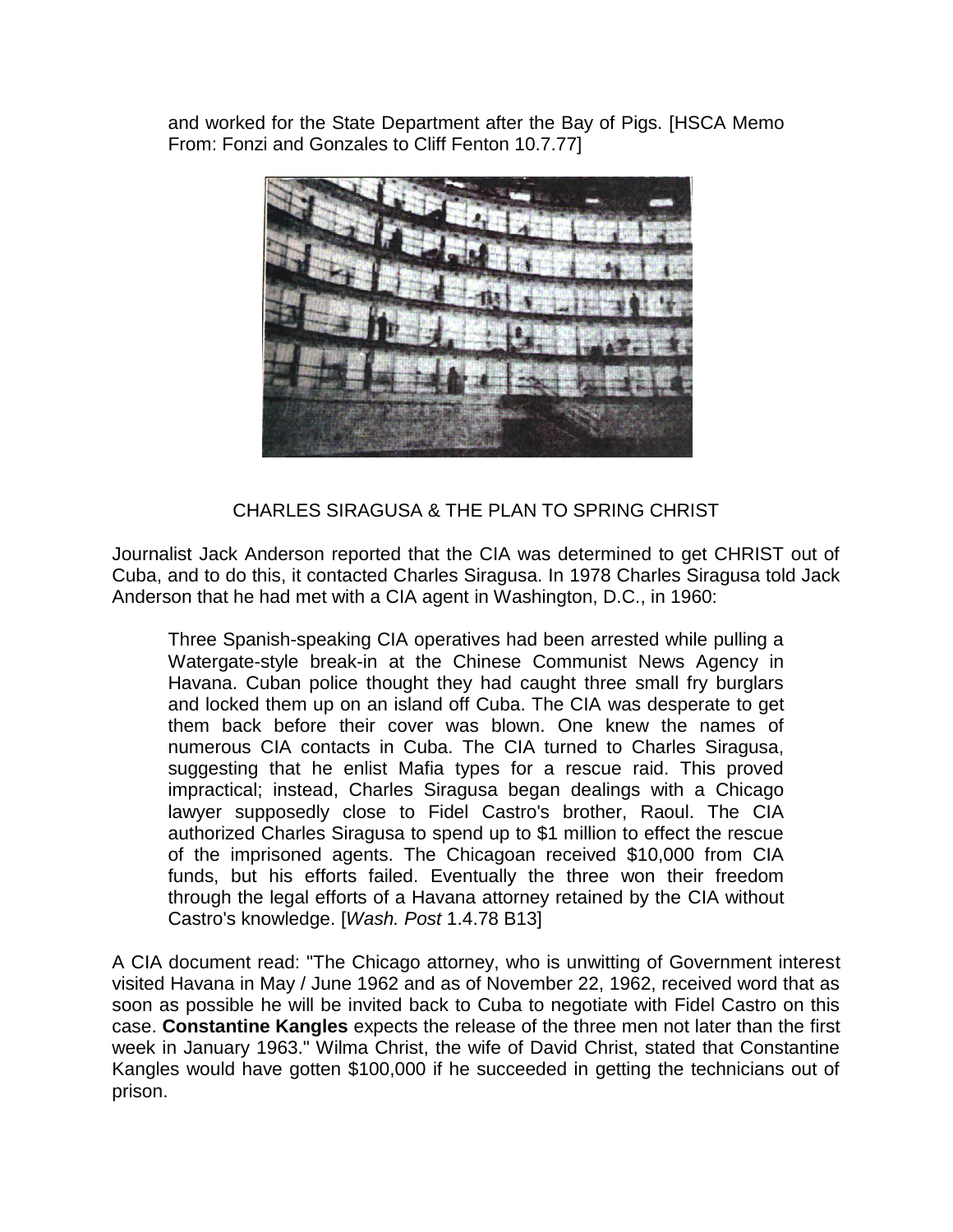and worked for the State Department after the Bay of Pigs. [HSCA Memo From: Fonzi and Gonzales to Cliff Fenton 10.7.77]

CHARLES SIRAGUSA & THE PLAN TO SPRING CHRIST

Journalist Jack Anderson reported that the CIA was determined to get CHRIST out of Cuba, and to do this, it contacted Charles Siragusa. In 1978 Charles Siragusa told Jack Anderson that he had met with a CIA agent in Washington, D.C., in 1960:

> Three Spanish-speaking CIA operatives had been arrested while pulling a Watergate-style break-in at the Chinese Communist News Agency in Havana. Cuban police thought they had caught three small fry burglars and locked them up on an island off Cuba. The CIA was desperate to get them back before their cover was blown. One knew the names of numerous CIA contacts in Cuba. The CIA turned to Charles Siragusa, suggesting that he enlist Mafia types for a rescue raid. This proved impractical; instead, Charles Siragusa began dealings with a Chicago lawyer supposedly close to Fidel Castro's brother, Raoul. The CIA authorized Charles Siragusa to spend up to $1 million to effect the rescue of the imprisoned agents. The Chicagoan received $10,000 from CIA funds, but his efforts failed. Eventually the three won their freedom through the legal efforts of a Havana attorney retained by the CIA without Castro's knowledge. [*Wash. Post* 1.4.78 B13]

A CIA document read: "The Chicago attorney, who is unwitting of Government interest visited Havana in May / June 1962 and as of November 22, 1962, received word that as soon as possible he will be invited back to Cuba to negotiate with Fidel Castro on this case. **Constantine Kangles** expects the release of the three men not later than the first week in January 1963." Wilma Christ, the wife of David Christ, stated that Constantine Kangles would have gotten $100,000 if he succeeded in getting the technicians out of prison.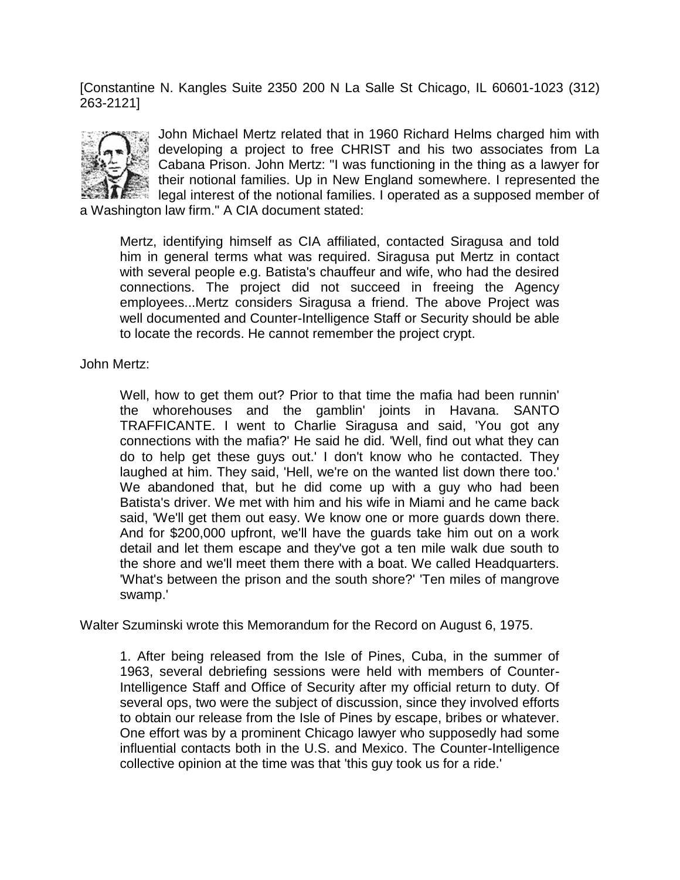[Constantine N. Kangles Suite 2350 200 N La Salle St Chicago, IL 60601-1023 (312) 263-2121]

John Michael Mertz related that in 1960 Richard Helms charged him with developing a project to free CHRIST and his two associates from La Cabana Prison. John Mertz: "I was functioning in the thing as a lawyer for their notional families. Up in New England somewhere. I represented the legal interest of the notional families. I operated as a supposed member of a Washington law firm." A CIA document stated:

> Mertz, identifying himself as CIA affiliated, contacted Siragusa and told him in general terms what was required. Siragusa put Mertz in contact with several people e.g. Batista's chauffeur and wife, who had the desired connections. The project did not succeed in freeing the Agency employees...Mertz considers Siragusa a friend. The above Project was well documented and Counter-Intelligence Staff or Security should be able to locate the records. He cannot remember the project crypt.

John Mertz:

> Well, how to get them out? Prior to that time the mafia had been runnin' the whorehouses and the gamblin' joints in Havana. SANTO TRAFFICANTE. I went to Charlie Siragusa and said, 'You got any connections with the mafia?' He said he did. 'Well, find out what they can do to help get these guys out.' I don't know who he contacted. They laughed at him. They said, 'Hell, we're on the wanted list down there too.' We abandoned that, but he did come up with a guy who had been Batista's driver. We met with him and his wife in Miami and he came back said, 'We'll get them out easy. We know one or more guards down there. And for $200,000 upfront, we'll have the guards take him out on a work detail and let them escape and they've got a ten mile walk due south to the shore and we'll meet them there with a boat. We called Headquarters. 'What's between the prison and the south shore?' 'Ten miles of mangrove swamp.'

Walter Szuminski wrote this Memorandum for the Record on August 6, 1975.

> 1. After being released from the Isle of Pines, Cuba, in the summer of 1963, several debriefing sessions were held with members of Counter-Intelligence Staff and Office of Security after my official return to duty. Of several ops, two were the subject of discussion, since they involved efforts to obtain our release from the Isle of Pines by escape, bribes or whatever. One effort was by a prominent Chicago lawyer who supposedly had some influential contacts both in the U.S. and Mexico. The Counter-Intelligence collective opinion at the time was that 'this guy took us for a ride.'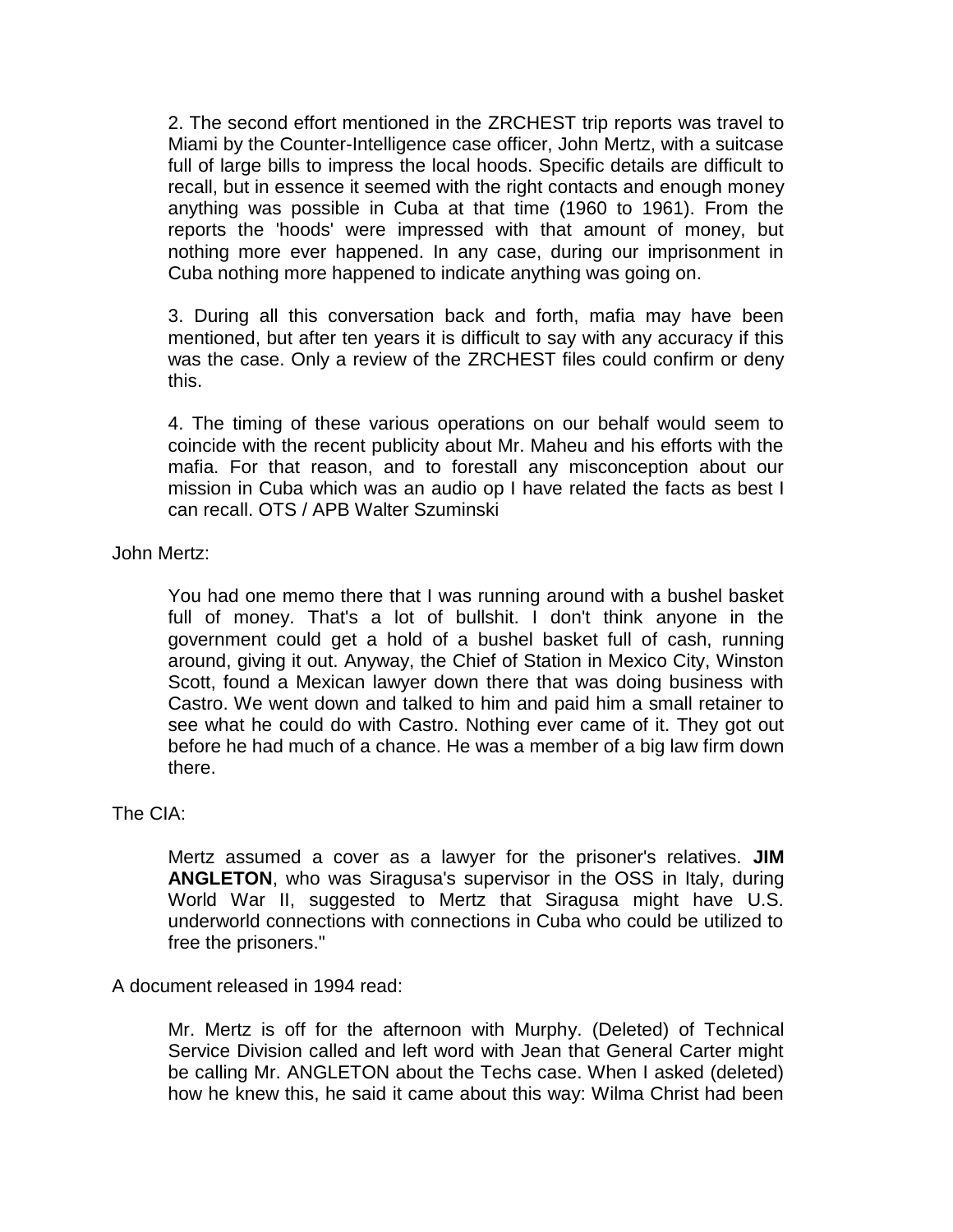> 2. The second effort mentioned in the ZRCHEST trip reports was travel to Miami by the Counter-Intelligence case officer, John Mertz, with a suitcase full of large bills to impress the local hoods. Specific details are difficult to recall, but in essence it seemed with the right contacts and enough money anything was possible in Cuba at that time (1960 to 1961). From the reports the 'hoods' were impressed with that amount of money, but nothing more ever happened. In any case, during our imprisonment in Cuba nothing more happened to indicate anything was going on.
>
> 3. During all this conversation back and forth, mafia may have been mentioned, but after ten years it is difficult to say with any accuracy if this was the case. Only a review of the ZRCHEST files could confirm or deny this.
>
> 4. The timing of these various operations on our behalf would seem to coincide with the recent publicity about Mr. Maheu and his efforts with the mafia. For that reason, and to forestall any misconception about our mission in Cuba which was an audio op I have related the facts as best I can recall. OTS / APB Walter Szuminski

John Mertz:

> You had one memo there that I was running around with a bushel basket full of money. That's a lot of bullshit. I don't think anyone in the government could get a hold of a bushel basket full of cash, running around, giving it out. Anyway, the Chief of Station in Mexico City, Winston Scott, found a Mexican lawyer down there that was doing business with Castro. We went down and talked to him and paid him a small retainer to see what he could do with Castro. Nothing ever came of it. They got out before he had much of a chance. He was a member of a big law firm down there.

The CIA:

> Mertz assumed a cover as a lawyer for the prisoner's relatives. **JIM ANGLETON**, who was Siragusa's supervisor in the OSS in Italy, during World War II, suggested to Mertz that Siragusa might have U.S. underworld connections with connections in Cuba who could be utilized to free the prisoners."

A document released in 1994 read:

> Mr. Mertz is off for the afternoon with Murphy. (Deleted) of Technical Service Division called and left word with Jean that General Carter might be calling Mr. ANGLETON about the Techs case. When I asked (deleted) how he knew this, he said it came about this way: Wilma Christ had been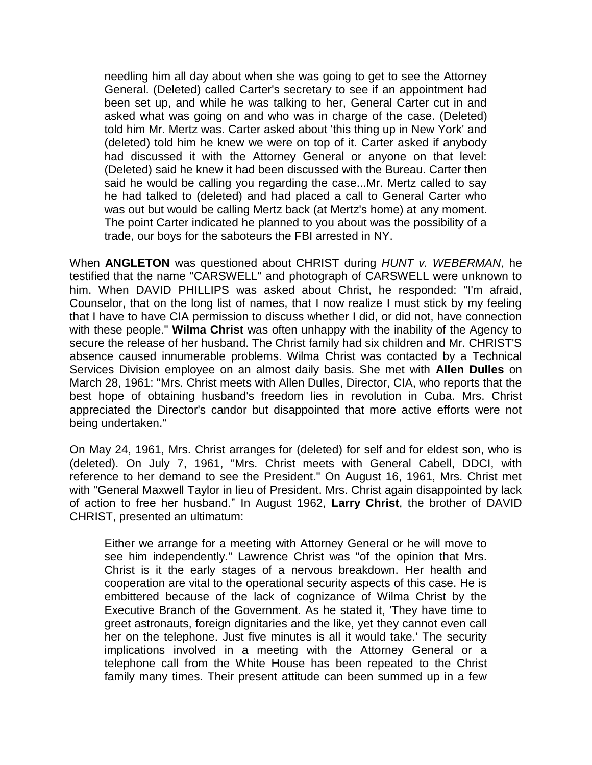> needling him all day about when she was going to get to see the Attorney General. (Deleted) called Carter's secretary to see if an appointment had been set up, and while he was talking to her, General Carter cut in and asked what was going on and who was in charge of the case. (Deleted) told him Mr. Mertz was. Carter asked about 'this thing up in New York' and (deleted) told him he knew we were on top of it. Carter asked if anybody had discussed it with the Attorney General or anyone on that level: (Deleted) said he knew it had been discussed with the Bureau. Carter then said he would be calling you regarding the case...Mr. Mertz called to say he had talked to (deleted) and had placed a call to General Carter who was out but would be calling Mertz back (at Mertz's home) at any moment. The point Carter indicated he planned to you about was the possibility of a trade, our boys for the saboteurs the FBI arrested in NY.

When **ANGLETON** was questioned about CHRIST during *HUNT v. WEBERMAN*, he testified that the name "CARSWELL" and photograph of CARSWELL were unknown to him. When DAVID PHILLIPS was asked about Christ, he responded: "I'm afraid, Counselor, that on the long list of names, that I now realize I must stick by my feeling that I have to have CIA permission to discuss whether I did, or did not, have connection with these people." **Wilma Christ** was often unhappy with the inability of the Agency to secure the release of her husband. The Christ family had six children and Mr. CHRIST'S absence caused innumerable problems. Wilma Christ was contacted by a Technical Services Division employee on an almost daily basis. She met with **Allen Dulles** on March 28, 1961: "Mrs. Christ meets with Allen Dulles, Director, CIA, who reports that the best hope of obtaining husband's freedom lies in revolution in Cuba. Mrs. Christ appreciated the Director's candor but disappointed that more active efforts were not being undertaken."

On May 24, 1961, Mrs. Christ arranges for (deleted) for self and for eldest son, who is (deleted). On July 7, 1961, "Mrs. Christ meets with General Cabell, DDCI, with reference to her demand to see the President." On August 16, 1961, Mrs. Christ met with "General Maxwell Taylor in lieu of President. Mrs. Christ again disappointed by lack of action to free her husband." In August 1962, **Larry Christ**, the brother of DAVID CHRIST, presented an ultimatum:

> Either we arrange for a meeting with Attorney General or he will move to see him independently." Lawrence Christ was "of the opinion that Mrs. Christ is it the early stages of a nervous breakdown. Her health and cooperation are vital to the operational security aspects of this case. He is embittered because of the lack of cognizance of Wilma Christ by the Executive Branch of the Government. As he stated it, 'They have time to greet astronauts, foreign dignitaries and the like, yet they cannot even call her on the telephone. Just five minutes is all it would take.' The security implications involved in a meeting with the Attorney General or a telephone call from the White House has been repeated to the Christ family many times. Their present attitude can been summed up in a few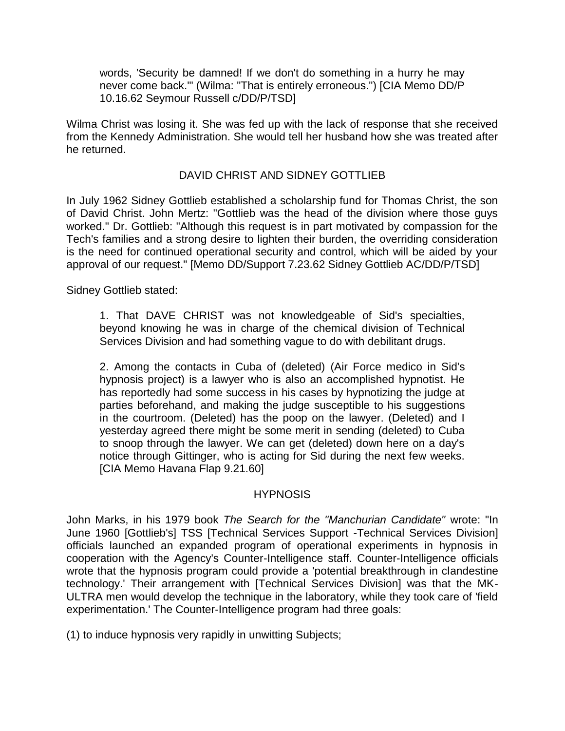> words, 'Security be damned! If we don't do something in a hurry he may never come back.'" (Wilma: "That is entirely erroneous.") [CIA Memo DD/P 10.16.62 Seymour Russell c/DD/P/TSD]

Wilma Christ was losing it. She was fed up with the lack of response that she received from the Kennedy Administration. She would tell her husband how she was treated after he returned.

## DAVID CHRIST AND SIDNEY GOTTLIEB

In July 1962 Sidney Gottlieb established a scholarship fund for Thomas Christ, the son of David Christ. John Mertz: "Gottlieb was the head of the division where those guys worked." Dr. Gottlieb: "Although this request is in part motivated by compassion for the Tech's families and a strong desire to lighten their burden, the overriding consideration is the need for continued operational security and control, which will be aided by your approval of our request." [Memo DD/Support 7.23.62 Sidney Gottlieb AC/DD/P/TSD]

Sidney Gottlieb stated:

> 1. That DAVE CHRIST was not knowledgeable of Sid's specialties, beyond knowing he was in charge of the chemical division of Technical Services Division and had something vague to do with debilitant drugs.
>
> 2. Among the contacts in Cuba of (deleted) (Air Force medico in Sid's hypnosis project) is a lawyer who is also an accomplished hypnotist. He has reportedly had some success in his cases by hypnotizing the judge at parties beforehand, and making the judge susceptible to his suggestions in the courtroom. (Deleted) has the poop on the lawyer. (Deleted) and I yesterday agreed there might be some merit in sending (deleted) to Cuba to snoop through the lawyer. We can get (deleted) down here on a day's notice through Gittinger, who is acting for Sid during the next few weeks. [CIA Memo Havana Flap 9.21.60]

## HYPNOSIS

John Marks, in his 1979 book *The Search for the "Manchurian Candidate"* wrote: "In June 1960 [Gottlieb's] TSS [Technical Services Support -Technical Services Division] officials launched an expanded program of operational experiments in hypnosis in cooperation with the Agency's Counter-Intelligence staff. Counter-Intelligence officials wrote that the hypnosis program could provide a 'potential breakthrough in clandestine technology.' Their arrangement with [Technical Services Division] was that the MK-ULTRA men would develop the technique in the laboratory, while they took care of 'field experimentation.' The Counter-Intelligence program had three goals:

(1) to induce hypnosis very rapidly in unwitting Subjects;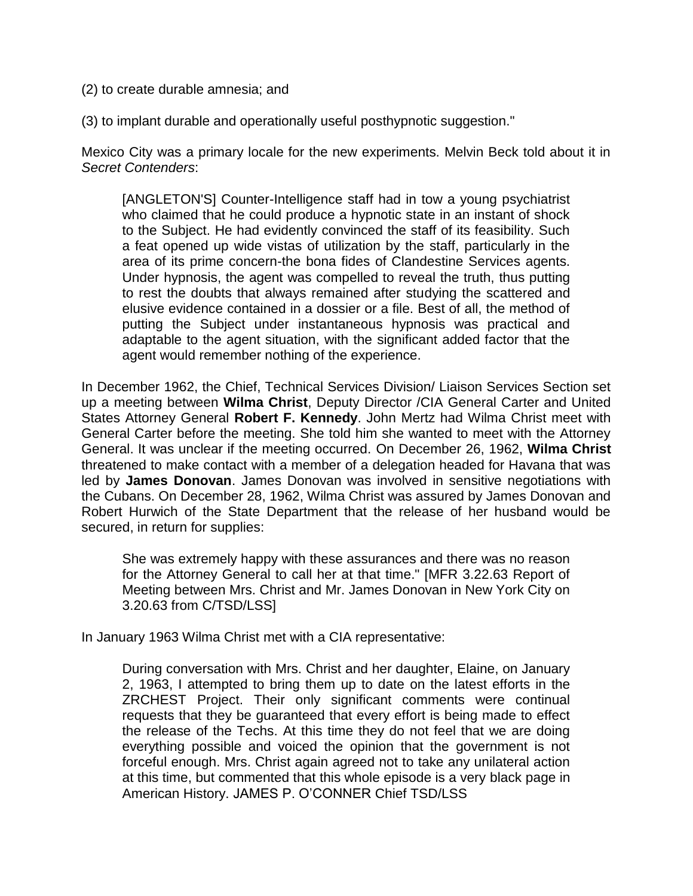(2) to create durable amnesia; and

(3) to implant durable and operationally useful posthypnotic suggestion."

Mexico City was a primary locale for the new experiments. Melvin Beck told about it in *Secret Contenders*:

> [ANGLETON'S] Counter-Intelligence staff had in tow a young psychiatrist who claimed that he could produce a hypnotic state in an instant of shock to the Subject. He had evidently convinced the staff of its feasibility. Such a feat opened up wide vistas of utilization by the staff, particularly in the area of its prime concern-the bona fides of Clandestine Services agents. Under hypnosis, the agent was compelled to reveal the truth, thus putting to rest the doubts that always remained after studying the scattered and elusive evidence contained in a dossier or a file. Best of all, the method of putting the Subject under instantaneous hypnosis was practical and adaptable to the agent situation, with the significant added factor that the agent would remember nothing of the experience.

In December 1962, the Chief, Technical Services Division/ Liaison Services Section set up a meeting between **Wilma Christ**, Deputy Director /CIA General Carter and United States Attorney General **Robert F. Kennedy**. John Mertz had Wilma Christ meet with General Carter before the meeting. She told him she wanted to meet with the Attorney General. It was unclear if the meeting occurred. On December 26, 1962, **Wilma Christ** threatened to make contact with a member of a delegation headed for Havana that was led by **James Donovan**. James Donovan was involved in sensitive negotiations with the Cubans. On December 28, 1962, Wilma Christ was assured by James Donovan and Robert Hurwich of the State Department that the release of her husband would be secured, in return for supplies:

> She was extremely happy with these assurances and there was no reason for the Attorney General to call her at that time." [MFR 3.22.63 Report of Meeting between Mrs. Christ and Mr. James Donovan in New York City on 3.20.63 from C/TSD/LSS]

In January 1963 Wilma Christ met with a CIA representative:

> During conversation with Mrs. Christ and her daughter, Elaine, on January 2, 1963, I attempted to bring them up to date on the latest efforts in the ZRCHEST Project. Their only significant comments were continual requests that they be guaranteed that every effort is being made to effect the release of the Techs. At this time they do not feel that we are doing everything possible and voiced the opinion that the government is not forceful enough. Mrs. Christ again agreed not to take any unilateral action at this time, but commented that this whole episode is a very black page in American History. JAMES P. O'CONNER Chief TSD/LSS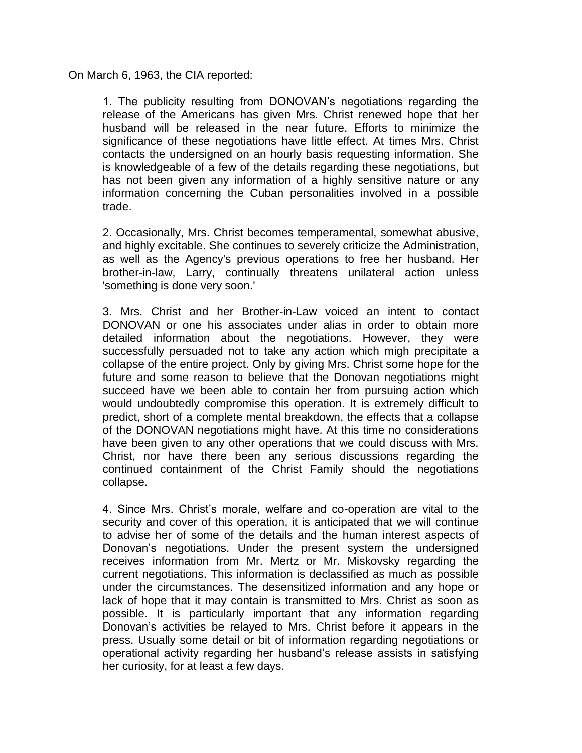On March 6, 1963, the CIA reported:

> 1. The publicity resulting from DONOVAN's negotiations regarding the release of the Americans has given Mrs. Christ renewed hope that her husband will be released in the near future. Efforts to minimize the significance of these negotiations have little effect. At times Mrs. Christ contacts the undersigned on an hourly basis requesting information. She is knowledgeable of a few of the details regarding these negotiations, but has not been given any information of a highly sensitive nature or any information concerning the Cuban personalities involved in a possible trade.
>
> 2. Occasionally, Mrs. Christ becomes temperamental, somewhat abusive, and highly excitable. She continues to severely criticize the Administration, as well as the Agency's previous operations to free her husband. Her brother-in-law, Larry, continually threatens unilateral action unless 'something is done very soon.'
>
> 3. Mrs. Christ and her Brother-in-Law voiced an intent to contact DONOVAN or one his associates under alias in order to obtain more detailed information about the negotiations. However, they were successfully persuaded not to take any action which migh precipitate a collapse of the entire project. Only by giving Mrs. Christ some hope for the future and some reason to believe that the Donovan negotiations might succeed have we been able to contain her from pursuing action which would undoubtedly compromise this operation. It is extremely difficult to predict, short of a complete mental breakdown, the effects that a collapse of the DONOVAN negotiations might have. At this time no considerations have been given to any other operations that we could discuss with Mrs. Christ, nor have there been any serious discussions regarding the continued containment of the Christ Family should the negotiations collapse.
>
> 4. Since Mrs. Christ's morale, welfare and co-operation are vital to the security and cover of this operation, it is anticipated that we will continue to advise her of some of the details and the human interest aspects of Donovan's negotiations. Under the present system the undersigned receives information from Mr. Mertz or Mr. Miskovsky regarding the current negotiations. This information is declassified as much as possible under the circumstances. The desensitized information and any hope or lack of hope that it may contain is transmitted to Mrs. Christ as soon as possible. It is particularly important that any information regarding Donovan's activities be relayed to Mrs. Christ before it appears in the press. Usually some detail or bit of information regarding negotiations or operational activity regarding her husband's release assists in satisfying her curiosity, for at least a few days.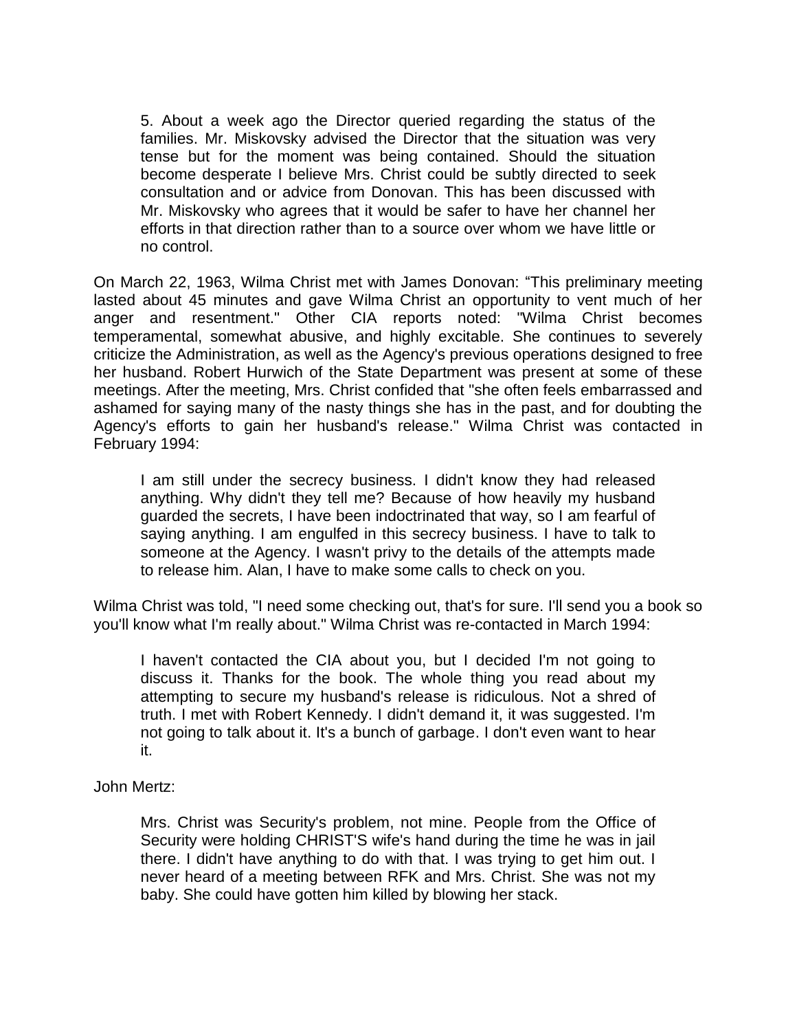> 5. About a week ago the Director queried regarding the status of the families. Mr. Miskovsky advised the Director that the situation was very tense but for the moment was being contained. Should the situation become desperate I believe Mrs. Christ could be subtly directed to seek consultation and or advice from Donovan. This has been discussed with Mr. Miskovsky who agrees that it would be safer to have her channel her efforts in that direction rather than to a source over whom we have little or no control.

On March 22, 1963, Wilma Christ met with James Donovan: "This preliminary meeting lasted about 45 minutes and gave Wilma Christ an opportunity to vent much of her anger and resentment." Other CIA reports noted: "Wilma Christ becomes temperamental, somewhat abusive, and highly excitable. She continues to severely criticize the Administration, as well as the Agency's previous operations designed to free her husband. Robert Hurwich of the State Department was present at some of these meetings. After the meeting, Mrs. Christ confided that "she often feels embarrassed and ashamed for saying many of the nasty things she has in the past, and for doubting the Agency's efforts to gain her husband's release." Wilma Christ was contacted in February 1994:

> I am still under the secrecy business. I didn't know they had released anything. Why didn't they tell me? Because of how heavily my husband guarded the secrets, I have been indoctrinated that way, so I am fearful of saying anything. I am engulfed in this secrecy business. I have to talk to someone at the Agency. I wasn't privy to the details of the attempts made to release him. Alan, I have to make some calls to check on you.

Wilma Christ was told, "I need some checking out, that's for sure. I'll send you a book so you'll know what I'm really about." Wilma Christ was re-contacted in March 1994:

> I haven't contacted the CIA about you, but I decided I'm not going to discuss it. Thanks for the book. The whole thing you read about my attempting to secure my husband's release is ridiculous. Not a shred of truth. I met with Robert Kennedy. I didn't demand it, it was suggested. I'm not going to talk about it. It's a bunch of garbage. I don't even want to hear it.

John Mertz:

> Mrs. Christ was Security's problem, not mine. People from the Office of Security were holding CHRIST'S wife's hand during the time he was in jail there. I didn't have anything to do with that. I was trying to get him out. I never heard of a meeting between RFK and Mrs. Christ. She was not my baby. She could have gotten him killed by blowing her stack.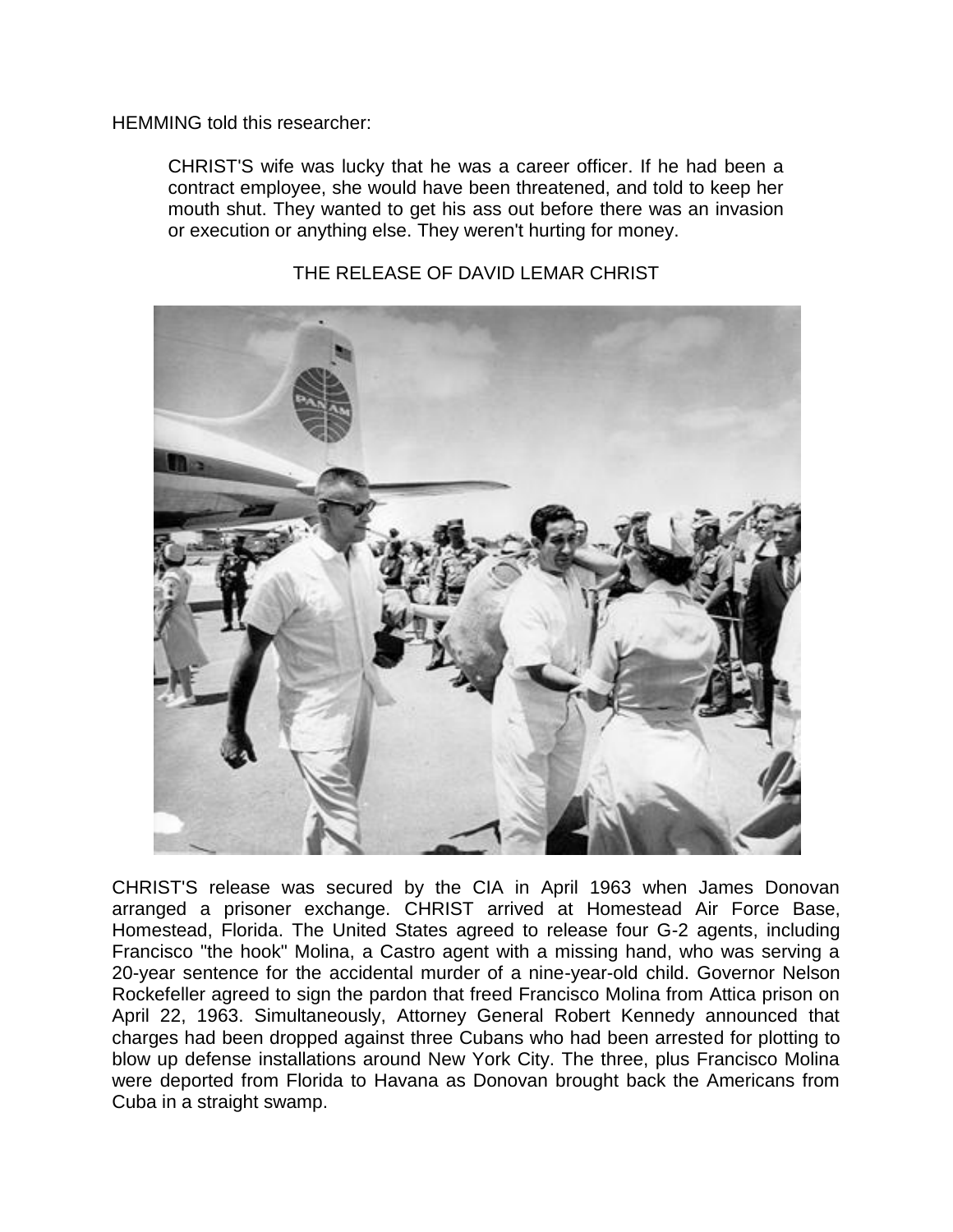HEMMING told this researcher:

> CHRIST'S wife was lucky that he was a career officer. If he had been a contract employee, she would have been threatened, and told to keep her mouth shut. They wanted to get his ass out before there was an invasion or execution or anything else. They weren't hurting for money.

THE RELEASE OF DAVID LEMAR CHRIST

CHRIST'S release was secured by the CIA in April 1963 when James Donovan arranged a prisoner exchange. CHRIST arrived at Homestead Air Force Base, Homestead, Florida. The United States agreed to release four G-2 agents, including Francisco "the hook" Molina, a Castro agent with a missing hand, who was serving a 20-year sentence for the accidental murder of a nine-year-old child. Governor Nelson Rockefeller agreed to sign the pardon that freed Francisco Molina from Attica prison on April 22, 1963. Simultaneously, Attorney General Robert Kennedy announced that charges had been dropped against three Cubans who had been arrested for plotting to blow up defense installations around New York City. The three, plus Francisco Molina were deported from Florida to Havana as Donovan brought back the Americans from Cuba in a straight swamp.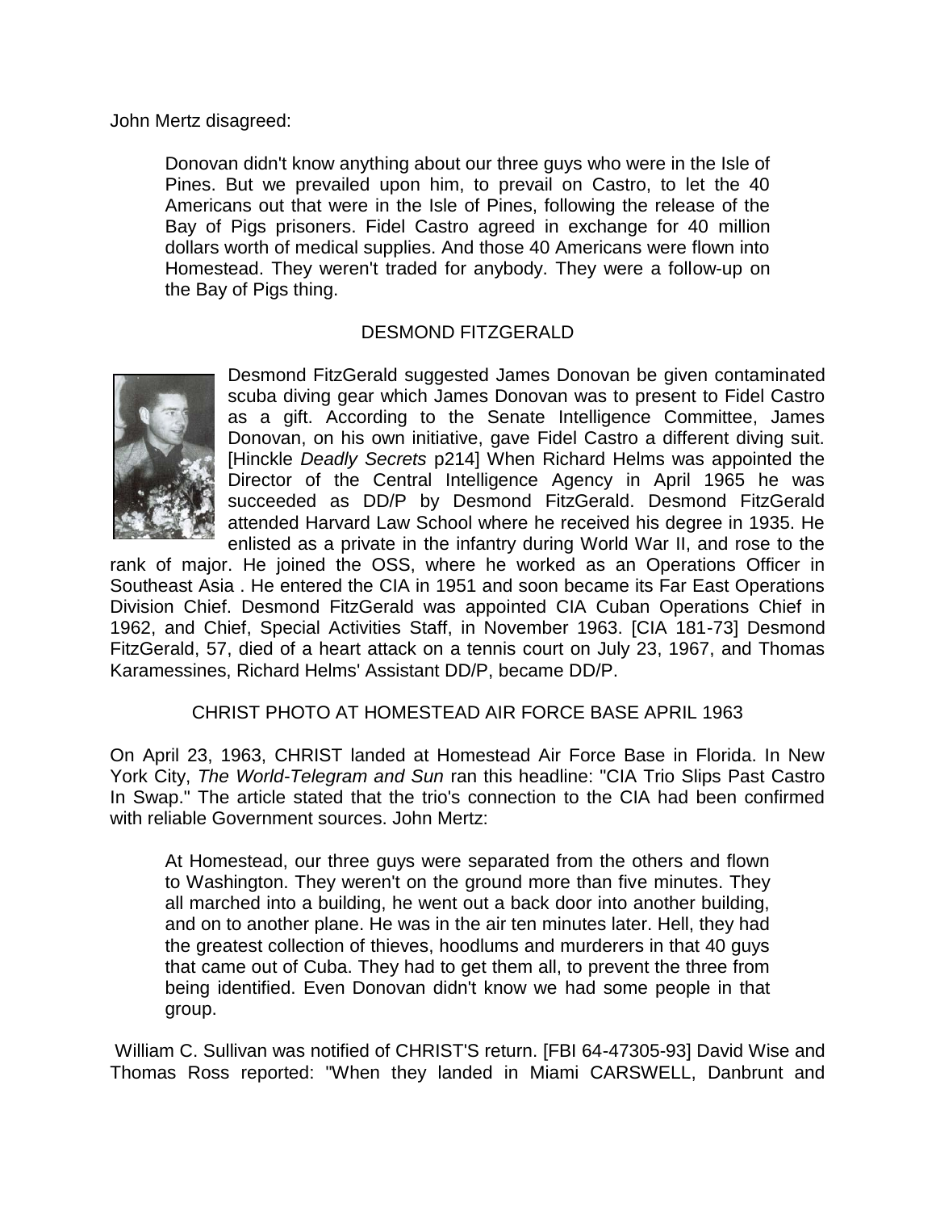John Mertz disagreed:

> Donovan didn't know anything about our three guys who were in the Isle of Pines. But we prevailed upon him, to prevail on Castro, to let the 40 Americans out that were in the Isle of Pines, following the release of the Bay of Pigs prisoners. Fidel Castro agreed in exchange for 40 million dollars worth of medical supplies. And those 40 Americans were flown into Homestead. They weren't traded for anybody. They were a follow-up on the Bay of Pigs thing.

## DESMOND FITZGERALD

Desmond FitzGerald suggested James Donovan be given contaminated scuba diving gear which James Donovan was to present to Fidel Castro as a gift. According to the Senate Intelligence Committee, James Donovan, on his own initiative, gave Fidel Castro a different diving suit. [Hinckle *Deadly Secrets* p214] When Richard Helms was appointed the Director of the Central Intelligence Agency in April 1965 he was succeeded as DD/P by Desmond FitzGerald. Desmond FitzGerald attended Harvard Law School where he received his degree in 1935. He enlisted as a private in the infantry during World War II, and rose to the rank of major. He joined the OSS, where he worked as an Operations Officer in Southeast Asia . He entered the CIA in 1951 and soon became its Far East Operations Division Chief. Desmond FitzGerald was appointed CIA Cuban Operations Chief in 1962, and Chief, Special Activities Staff, in November 1963. [CIA 181-73] Desmond FitzGerald, 57, died of a heart attack on a tennis court on July 23, 1967, and Thomas Karamessines, Richard Helms' Assistant DD/P, became DD/P.

## CHRIST PHOTO AT HOMESTEAD AIR FORCE BASE APRIL 1963

On April 23, 1963, CHRIST landed at Homestead Air Force Base in Florida. In New York City, *The World-Telegram and Sun* ran this headline: "CIA Trio Slips Past Castro In Swap." The article stated that the trio's connection to the CIA had been confirmed with reliable Government sources. John Mertz:

> At Homestead, our three guys were separated from the others and flown to Washington. They weren't on the ground more than five minutes. They all marched into a building, he went out a back door into another building, and on to another plane. He was in the air ten minutes later. Hell, they had the greatest collection of thieves, hoodlums and murderers in that 40 guys that came out of Cuba. They had to get them all, to prevent the three from being identified. Even Donovan didn't know we had some people in that group.

William C. Sullivan was notified of CHRIST'S return. [FBI 64-47305-93] David Wise and Thomas Ross reported: "When they landed in Miami CARSWELL, Danbrunt and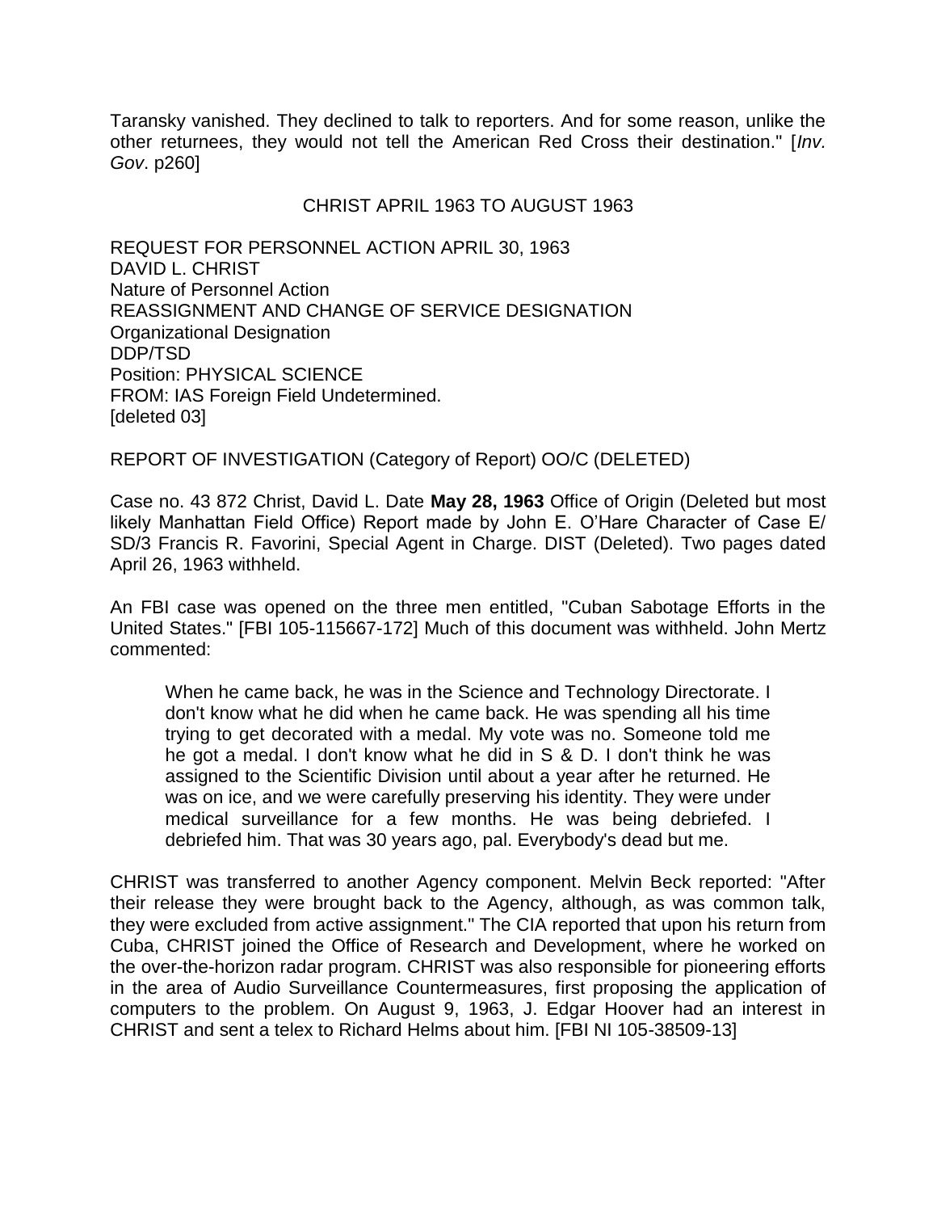Taransky vanished. They declined to talk to reporters. And for some reason, unlike the other returnees, they would not tell the American Red Cross their destination." [*Inv. Gov*. p260]

CHRIST APRIL 1963 TO AUGUST 1963

REQUEST FOR PERSONNEL ACTION APRIL 30, 1963
DAVID L. CHRIST
Nature of Personnel Action
REASSIGNMENT AND CHANGE OF SERVICE DESIGNATION
Organizational Designation
DDP/TSD
Position: PHYSICAL SCIENCE
FROM: IAS Foreign Field Undetermined.
[deleted 03]

REPORT OF INVESTIGATION (Category of Report) OO/C (DELETED)

Case no. 43 872 Christ, David L. Date **May 28, 1963** Office of Origin (Deleted but most likely Manhattan Field Office) Report made by John E. O'Hare Character of Case E/ SD/3 Francis R. Favorini, Special Agent in Charge. DIST (Deleted). Two pages dated April 26, 1963 withheld.

An FBI case was opened on the three men entitled, "Cuban Sabotage Efforts in the United States." [FBI 105-115667-172] Much of this document was withheld. John Mertz commented:

> When he came back, he was in the Science and Technology Directorate. I don't know what he did when he came back. He was spending all his time trying to get decorated with a medal. My vote was no. Someone told me he got a medal. I don't know what he did in S & D. I don't think he was assigned to the Scientific Division until about a year after he returned. He was on ice, and we were carefully preserving his identity. They were under medical surveillance for a few months. He was being debriefed. I debriefed him. That was 30 years ago, pal. Everybody's dead but me.

CHRIST was transferred to another Agency component. Melvin Beck reported: "After their release they were brought back to the Agency, although, as was common talk, they were excluded from active assignment." The CIA reported that upon his return from Cuba, CHRIST joined the Office of Research and Development, where he worked on the over-the-horizon radar program. CHRIST was also responsible for pioneering efforts in the area of Audio Surveillance Countermeasures, first proposing the application of computers to the problem. On August 9, 1963, J. Edgar Hoover had an interest in CHRIST and sent a telex to Richard Helms about him. [FBI NI 105-38509-13]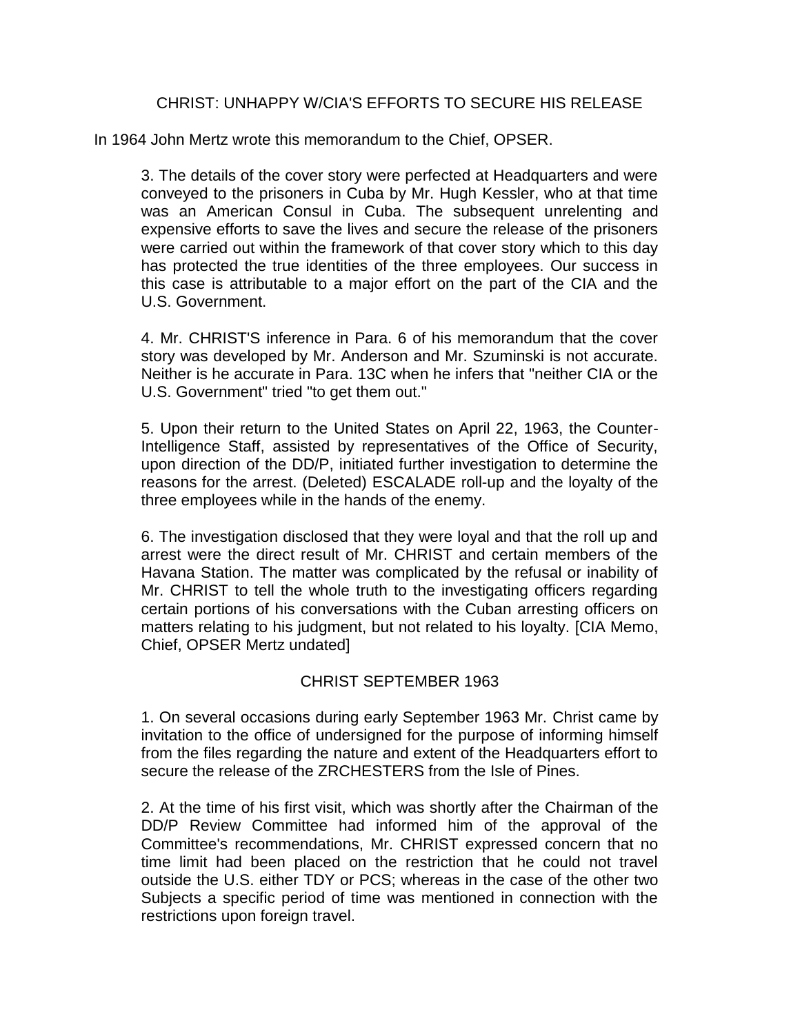## CHRIST: UNHAPPY W/CIA'S EFFORTS TO SECURE HIS RELEASE

In 1964 John Mertz wrote this memorandum to the Chief, OPSER.

> 3. The details of the cover story were perfected at Headquarters and were conveyed to the prisoners in Cuba by Mr. Hugh Kessler, who at that time was an American Consul in Cuba. The subsequent unrelenting and expensive efforts to save the lives and secure the release of the prisoners were carried out within the framework of that cover story which to this day has protected the true identities of the three employees. Our success in this case is attributable to a major effort on the part of the CIA and the U.S. Government.
>
> 4. Mr. CHRIST'S inference in Para. 6 of his memorandum that the cover story was developed by Mr. Anderson and Mr. Szuminski is not accurate. Neither is he accurate in Para. 13C when he infers that "neither CIA or the U.S. Government" tried "to get them out."
>
> 5. Upon their return to the United States on April 22, 1963, the Counter-Intelligence Staff, assisted by representatives of the Office of Security, upon direction of the DD/P, initiated further investigation to determine the reasons for the arrest. (Deleted) ESCALADE roll-up and the loyalty of the three employees while in the hands of the enemy.
>
> 6. The investigation disclosed that they were loyal and that the roll up and arrest were the direct result of Mr. CHRIST and certain members of the Havana Station. The matter was complicated by the refusal or inability of Mr. CHRIST to tell the whole truth to the investigating officers regarding certain portions of his conversations with the Cuban arresting officers on matters relating to his judgment, but not related to his loyalty. [CIA Memo, Chief, OPSER Mertz undated]

## CHRIST SEPTEMBER 1963

> 1. On several occasions during early September 1963 Mr. Christ came by invitation to the office of undersigned for the purpose of informing himself from the files regarding the nature and extent of the Headquarters effort to secure the release of the ZRCHESTERS from the Isle of Pines.
>
> 2. At the time of his first visit, which was shortly after the Chairman of the DD/P Review Committee had informed him of the approval of the Committee's recommendations, Mr. CHRIST expressed concern that no time limit had been placed on the restriction that he could not travel outside the U.S. either TDY or PCS; whereas in the case of the other two Subjects a specific period of time was mentioned in connection with the restrictions upon foreign travel.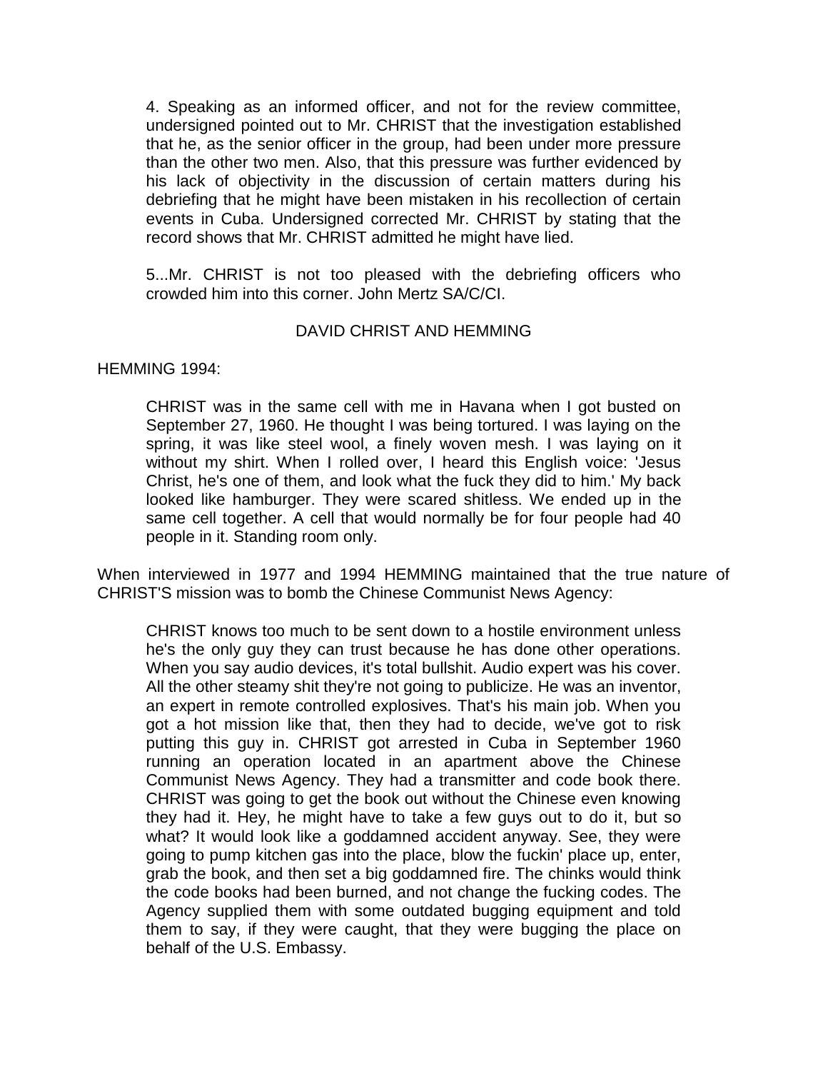> 4. Speaking as an informed officer, and not for the review committee, undersigned pointed out to Mr. CHRIST that the investigation established that he, as the senior officer in the group, had been under more pressure than the other two men. Also, that this pressure was further evidenced by his lack of objectivity in the discussion of certain matters during his debriefing that he might have been mistaken in his recollection of certain events in Cuba. Undersigned corrected Mr. CHRIST by stating that the record shows that Mr. CHRIST admitted he might have lied.
>
> 5...Mr. CHRIST is not too pleased with the debriefing officers who crowded him into this corner. John Mertz SA/C/CI.

## DAVID CHRIST AND HEMMING

HEMMING 1994:

> CHRIST was in the same cell with me in Havana when I got busted on September 27, 1960. He thought I was being tortured. I was laying on the spring, it was like steel wool, a finely woven mesh. I was laying on it without my shirt. When I rolled over, I heard this English voice: 'Jesus Christ, he's one of them, and look what the fuck they did to him.' My back looked like hamburger. They were scared shitless. We ended up in the same cell together. A cell that would normally be for four people had 40 people in it. Standing room only.

When interviewed in 1977 and 1994 HEMMING maintained that the true nature of CHRIST'S mission was to bomb the Chinese Communist News Agency:

> CHRIST knows too much to be sent down to a hostile environment unless he's the only guy they can trust because he has done other operations. When you say audio devices, it's total bullshit. Audio expert was his cover. All the other steamy shit they're not going to publicize. He was an inventor, an expert in remote controlled explosives. That's his main job. When you got a hot mission like that, then they had to decide, we've got to risk putting this guy in. CHRIST got arrested in Cuba in September 1960 running an operation located in an apartment above the Chinese Communist News Agency. They had a transmitter and code book there. CHRIST was going to get the book out without the Chinese even knowing they had it. Hey, he might have to take a few guys out to do it, but so what? It would look like a goddamned accident anyway. See, they were going to pump kitchen gas into the place, blow the fuckin' place up, enter, grab the book, and then set a big goddamned fire. The chinks would think the code books had been burned, and not change the fucking codes. The Agency supplied them with some outdated bugging equipment and told them to say, if they were caught, that they were bugging the place on behalf of the U.S. Embassy.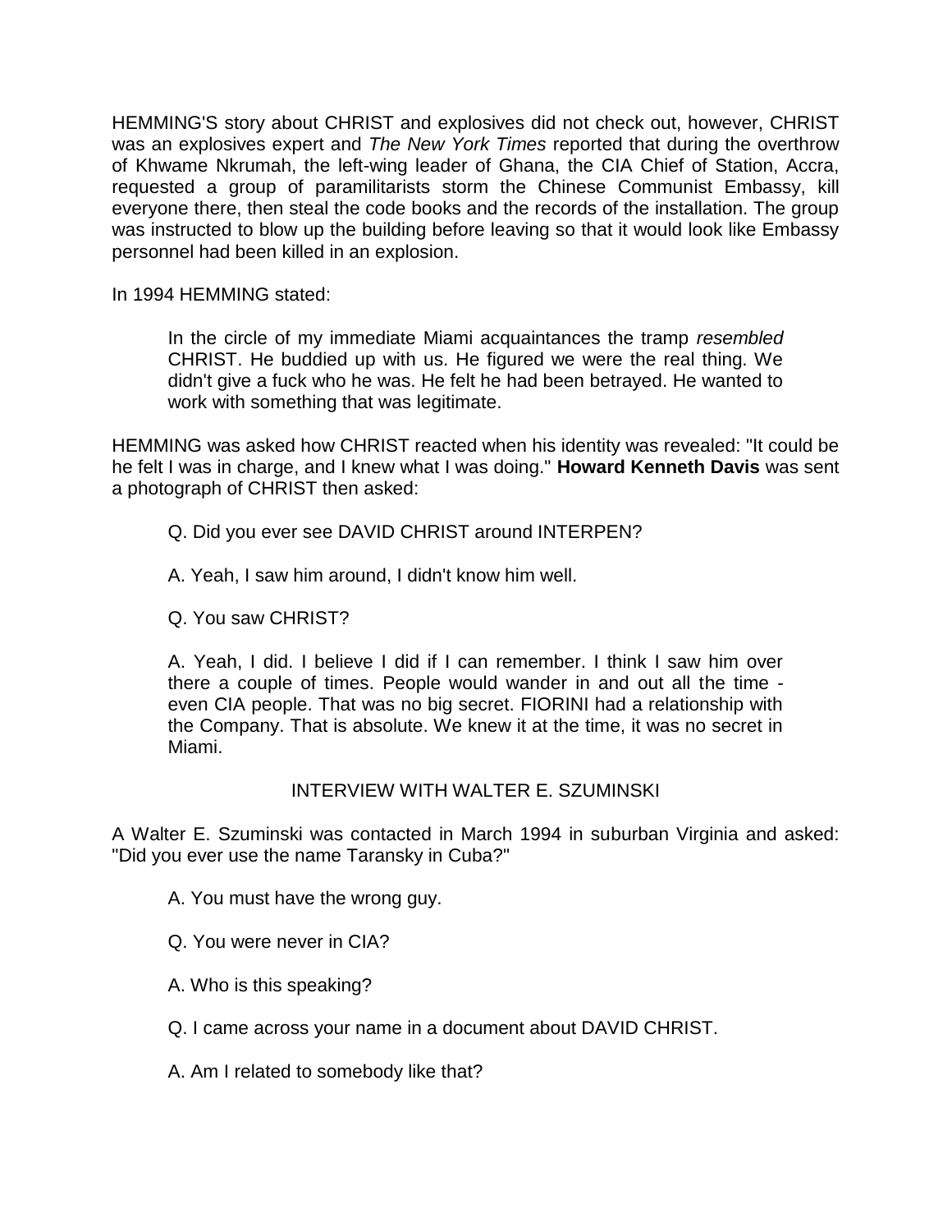HEMMING'S story about CHRIST and explosives did not check out, however, CHRIST was an explosives expert and *The New York Times* reported that during the overthrow of Khwame Nkrumah, the left-wing leader of Ghana, the CIA Chief of Station, Accra, requested a group of paramilitarists storm the Chinese Communist Embassy, kill everyone there, then steal the code books and the records of the installation. The group was instructed to blow up the building before leaving so that it would look like Embassy personnel had been killed in an explosion.

In 1994 HEMMING stated:

> In the circle of my immediate Miami acquaintances the tramp *resembled* CHRIST. He buddied up with us. He figured we were the real thing. We didn't give a fuck who he was. He felt he had been betrayed. He wanted to work with something that was legitimate.

HEMMING was asked how CHRIST reacted when his identity was revealed: "It could be he felt I was in charge, and I knew what I was doing." **Howard Kenneth Davis** was sent a photograph of CHRIST then asked:

> Q. Did you ever see DAVID CHRIST around INTERPEN?
>
> A. Yeah, I saw him around, I didn't know him well.
>
> Q. You saw CHRIST?
>
> A. Yeah, I did. I believe I did if I can remember. I think I saw him over there a couple of times. People would wander in and out all the time - even CIA people. That was no big secret. FIORINI had a relationship with the Company. That is absolute. We knew it at the time, it was no secret in Miami.

INTERVIEW WITH WALTER E. SZUMINSKI

A Walter E. Szuminski was contacted in March 1994 in suburban Virginia and asked: "Did you ever use the name Taransky in Cuba?"

> A. You must have the wrong guy.
>
> Q. You were never in CIA?
>
> A. Who is this speaking?
>
> Q. I came across your name in a document about DAVID CHRIST.
>
> A. Am I related to somebody like that?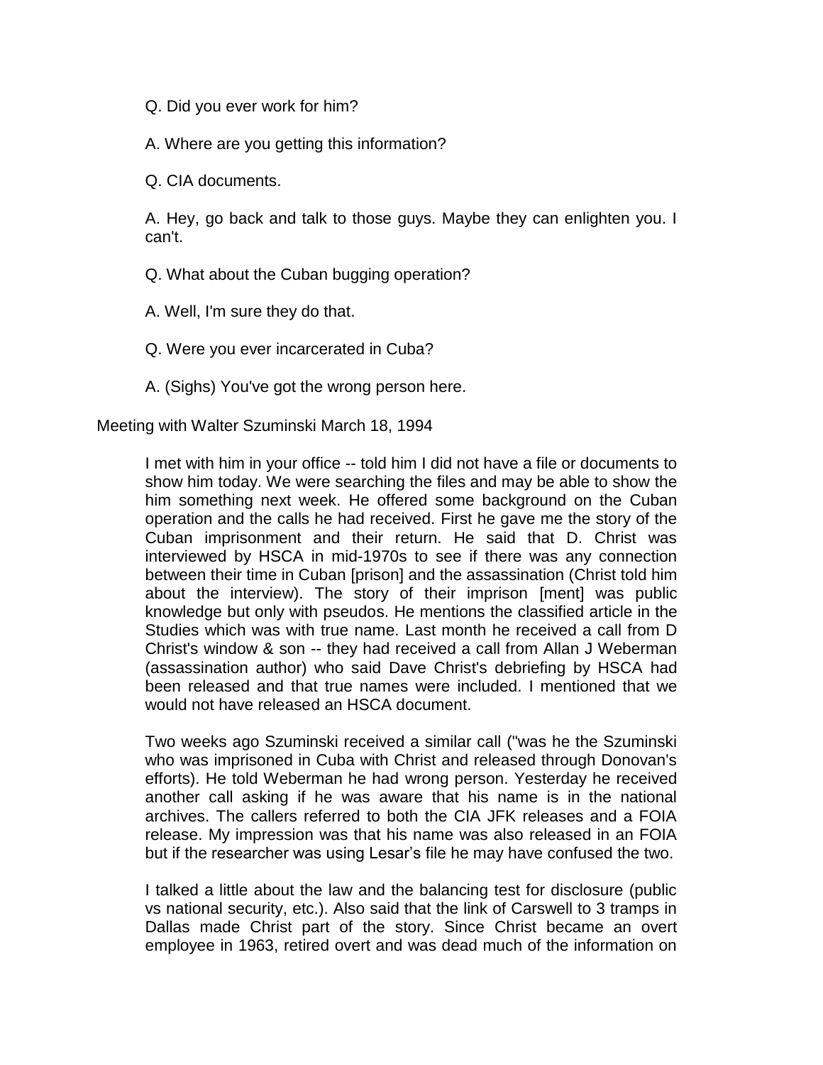Q. Did you ever work for him?

A. Where are you getting this information?

Q. CIA documents.

A. Hey, go back and talk to those guys. Maybe they can enlighten you. I can't.

Q. What about the Cuban bugging operation?

A. Well, I'm sure they do that.

Q. Were you ever incarcerated in Cuba?

A. (Sighs) You've got the wrong person here.

Meeting with Walter Szuminski March 18, 1994

I met with him in your office -- told him I did not have a file or documents to show him today. We were searching the files and may be able to show the him something next week. He offered some background on the Cuban operation and the calls he had received. First he gave me the story of the Cuban imprisonment and their return. He said that D. Christ was interviewed by HSCA in mid-1970s to see if there was any connection between their time in Cuban [prison] and the assassination (Christ told him about the interview). The story of their imprison [ment] was public knowledge but only with pseudos. He mentions the classified article in the Studies which was with true name. Last month he received a call from D Christ's window & son -- they had received a call from Allan J Weberman (assassination author) who said Dave Christ's debriefing by HSCA had been released and that true names were included. I mentioned that we would not have released an HSCA document.

Two weeks ago Szuminski received a similar call ("was he the Szuminski who was imprisoned in Cuba with Christ and released through Donovan's efforts). He told Weberman he had wrong person. Yesterday he received another call asking if he was aware that his name is in the national archives. The callers referred to both the CIA JFK releases and a FOIA release. My impression was that his name was also released in an FOIA but if the researcher was using Lesar's file he may have confused the two.

I talked a little about the law and the balancing test for disclosure (public vs national security, etc.). Also said that the link of Carswell to 3 tramps in Dallas made Christ part of the story. Since Christ became an overt employee in 1963, retired overt and was dead much of the information on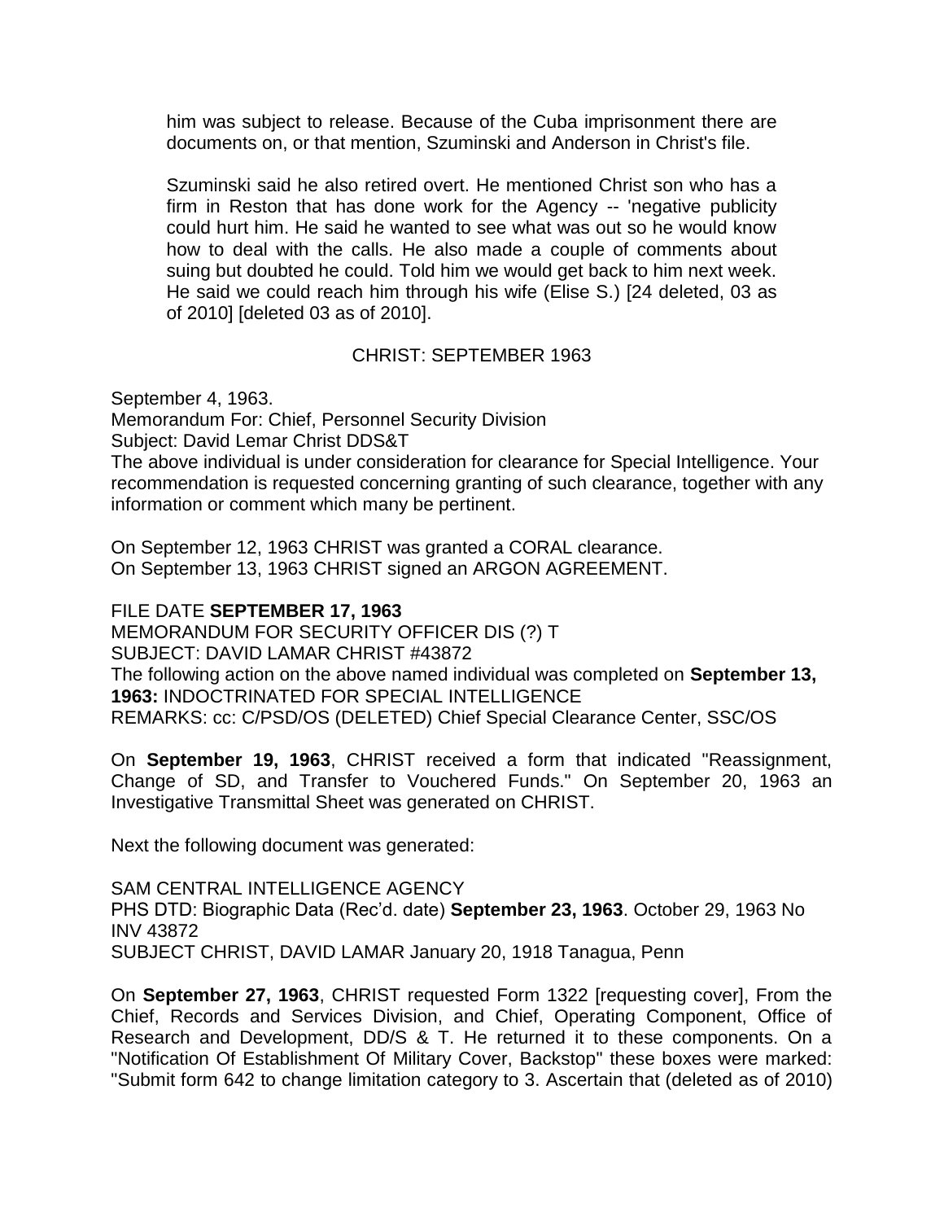> him was subject to release. Because of the Cuba imprisonment there are documents on, or that mention, Szuminski and Anderson in Christ's file.
>
> Szuminski said he also retired overt. He mentioned Christ son who has a firm in Reston that has done work for the Agency -- 'negative publicity could hurt him. He said he wanted to see what was out so he would know how to deal with the calls. He also made a couple of comments about suing but doubted he could. Told him we would get back to him next week. He said we could reach him through his wife (Elise S.) [24 deleted, 03 as of 2010] [deleted 03 as of 2010].

## CHRIST: SEPTEMBER 1963

September 4, 1963.
Memorandum For: Chief, Personnel Security Division
Subject: David Lemar Christ DDS&T
The above individual is under consideration for clearance for Special Intelligence. Your recommendation is requested concerning granting of such clearance, together with any information or comment which many be pertinent.

On September 12, 1963 CHRIST was granted a CORAL clearance.
On September 13, 1963 CHRIST signed an ARGON AGREEMENT.

FILE DATE **SEPTEMBER 17, 1963**
MEMORANDUM FOR SECURITY OFFICER DIS (?) T
SUBJECT: DAVID LAMAR CHRIST #43872
The following action on the above named individual was completed on **September 13, 1963:** INDOCTRINATED FOR SPECIAL INTELLIGENCE
REMARKS: cc: C/PSD/OS (DELETED) Chief Special Clearance Center, SSC/OS

On **September 19, 1963**, CHRIST received a form that indicated "Reassignment, Change of SD, and Transfer to Vouchered Funds." On September 20, 1963 an Investigative Transmittal Sheet was generated on CHRIST.

Next the following document was generated:

SAM CENTRAL INTELLIGENCE AGENCY
PHS DTD: Biographic Data (Rec'd. date) **September 23, 1963**. October 29, 1963 No INV 43872
SUBJECT CHRIST, DAVID LAMAR January 20, 1918 Tanagua, Penn

On **September 27, 1963**, CHRIST requested Form 1322 [requesting cover], From the Chief, Records and Services Division, and Chief, Operating Component, Office of Research and Development, DD/S & T. He returned it to these components. On a "Notification Of Establishment Of Military Cover, Backstop" these boxes were marked: "Submit form 642 to change limitation category to 3. Ascertain that (deleted as of 2010)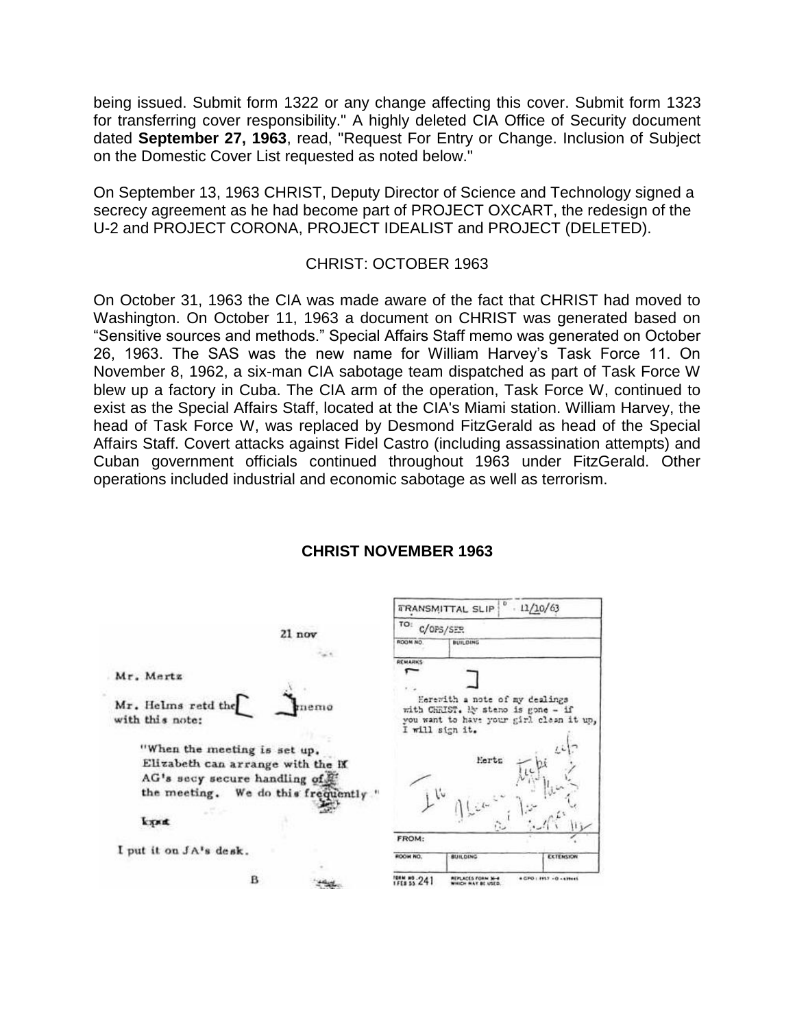being issued. Submit form 1322 or any change affecting this cover. Submit form 1323 for transferring cover responsibility." A highly deleted CIA Office of Security document dated **September 27, 1963**, read, "Request For Entry or Change. Inclusion of Subject on the Domestic Cover List requested as noted below."

On September 13, 1963 CHRIST, Deputy Director of Science and Technology signed a secrecy agreement as he had become part of PROJECT OXCART, the redesign of the U-2 and PROJECT CORONA, PROJECT IDEALIST and PROJECT (DELETED).

CHRIST: OCTOBER 1963

On October 31, 1963 the CIA was made aware of the fact that CHRIST had moved to Washington. On October 11, 1963 a document on CHRIST was generated based on "Sensitive sources and methods." Special Affairs Staff memo was generated on October 26, 1963. The SAS was the new name for William Harvey's Task Force 11. On November 8, 1962, a six-man CIA sabotage team dispatched as part of Task Force W blew up a factory in Cuba. The CIA arm of the operation, Task Force W, continued to exist as the Special Affairs Staff, located at the CIA's Miami station. William Harvey, the head of Task Force W, was replaced by Desmond FitzGerald as head of the Special Affairs Staff. Covert attacks against Fidel Castro (including assassination attempts) and Cuban government officials continued throughout 1963 under FitzGerald. Other operations included industrial and economic sabotage as well as terrorism.

**CHRIST NOVEMBER 1963**

21 nov

Mr. Mertz

Mr. Helms retd the [ ] memo with this note:

"When the meeting is set up, Elizabeth can arrange with the AG's secy secure handling of the meeting. We do this frequently"

I put it on JA's desk.

B

TRANSMITTAL SLIP 11/10/63

TO: C/OPS/SER

ROOM NO. BUILDING

REMARKS

[ ]

Herewith a note of my dealings with CHRIST. My steno is gone - if you want to have your girl clean it up, I will sign it.

Mertz

FROM:

ROOM NO. BUILDING EXTENSION

FORM NO. 241 1 FEB 55 REPLACES FORM 36-8 WHICH MAY BE USED.